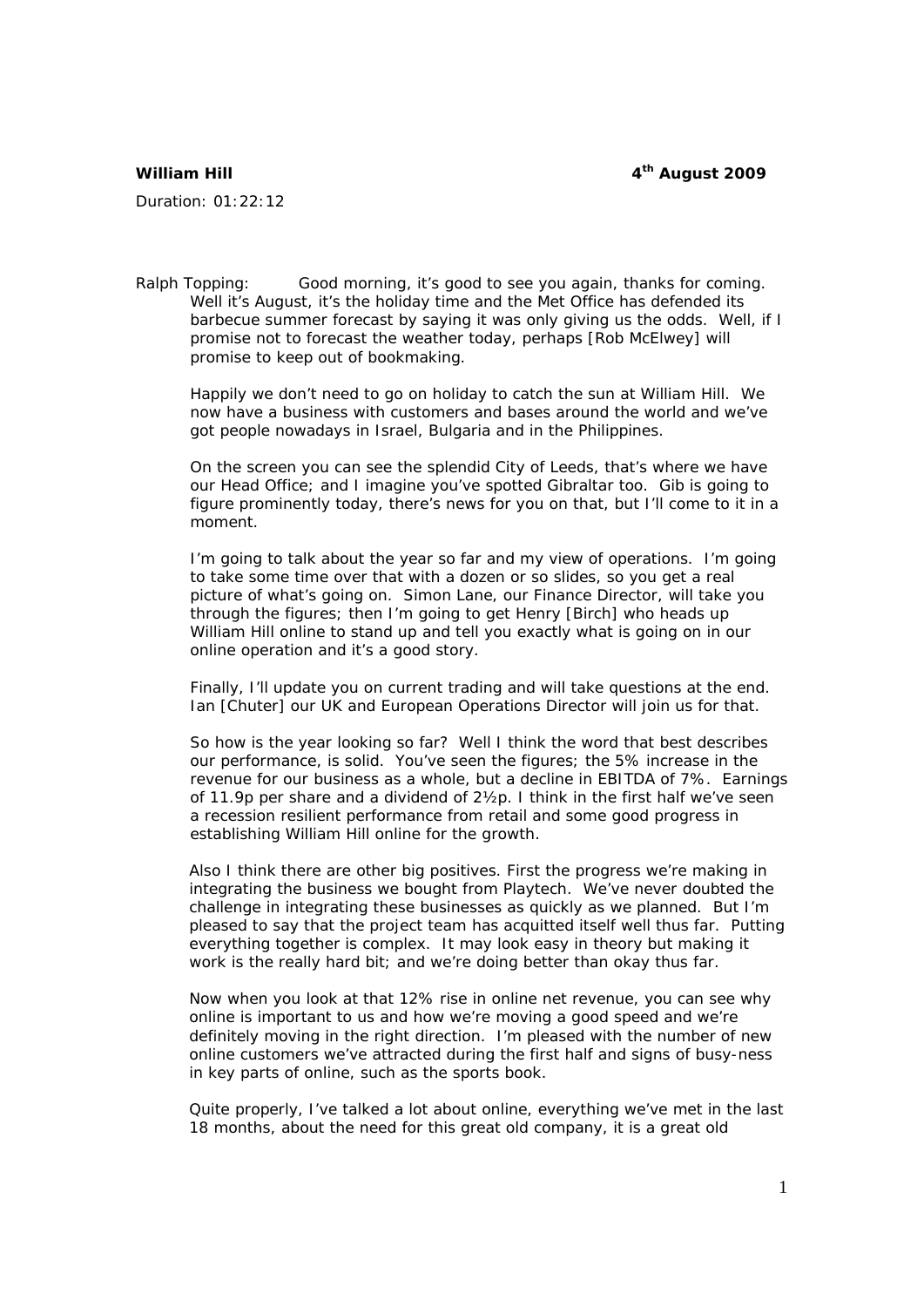**William Hill** **4th August 2009**

Duration: 01:22:12

Ralph Topping: Good morning, it's good to see you again, thanks for coming. Well it's August, it's the holiday time and the Met Office has defended its barbecue summer forecast by saying it was only giving us the odds. Well, if I promise not to forecast the weather today, perhaps [Rob McElwey] will promise to keep out of bookmaking.

Happily we don't need to go on holiday to catch the sun at William Hill. We now have a business with customers and bases around the world and we've got people nowadays in Israel, Bulgaria and in the Philippines.

On the screen you can see the splendid City of Leeds, that's where we have our Head Office; and I imagine you've spotted Gibraltar too. Gib is going to figure prominently today, there's news for you on that, but I'll come to it in a moment.

I'm going to talk about the year so far and my view of operations. I'm going to take some time over that with a dozen or so slides, so you get a real picture of what's going on. Simon Lane, our Finance Director, will take you through the figures; then I'm going to get Henry [Birch] who heads up William Hill online to stand up and tell you exactly what is going on in our online operation and it's a good story.

Finally, I'll update you on current trading and will take questions at the end. Ian [Chuter] our UK and European Operations Director will join us for that.

So how is the year looking so far? Well I think the word that best describes our performance, is solid. You've seen the figures; the 5% increase in the revenue for our business as a whole, but a decline in EBITDA of 7%. Earnings of 11.9p per share and a dividend of 2½p. I think in the first half we've seen a recession resilient performance from retail and some good progress in establishing William Hill online for the growth.

Also I think there are other big positives. First the progress we're making in integrating the business we bought from Playtech. We've never doubted the challenge in integrating these businesses as quickly as we planned. But I'm pleased to say that the project team has acquitted itself well thus far. Putting everything together is complex. It may look easy in theory but making it work is the really hard bit; and we're doing better than okay thus far.

Now when you look at that 12% rise in online net revenue, you can see why online is important to us and how we're moving a good speed and we're definitely moving in the right direction. I'm pleased with the number of new online customers we've attracted during the first half and signs of busy-ness in key parts of online, such as the sports book.

Quite properly, I've talked a lot about online, everything we've met in the last 18 months, about the need for this great old company, it is a great old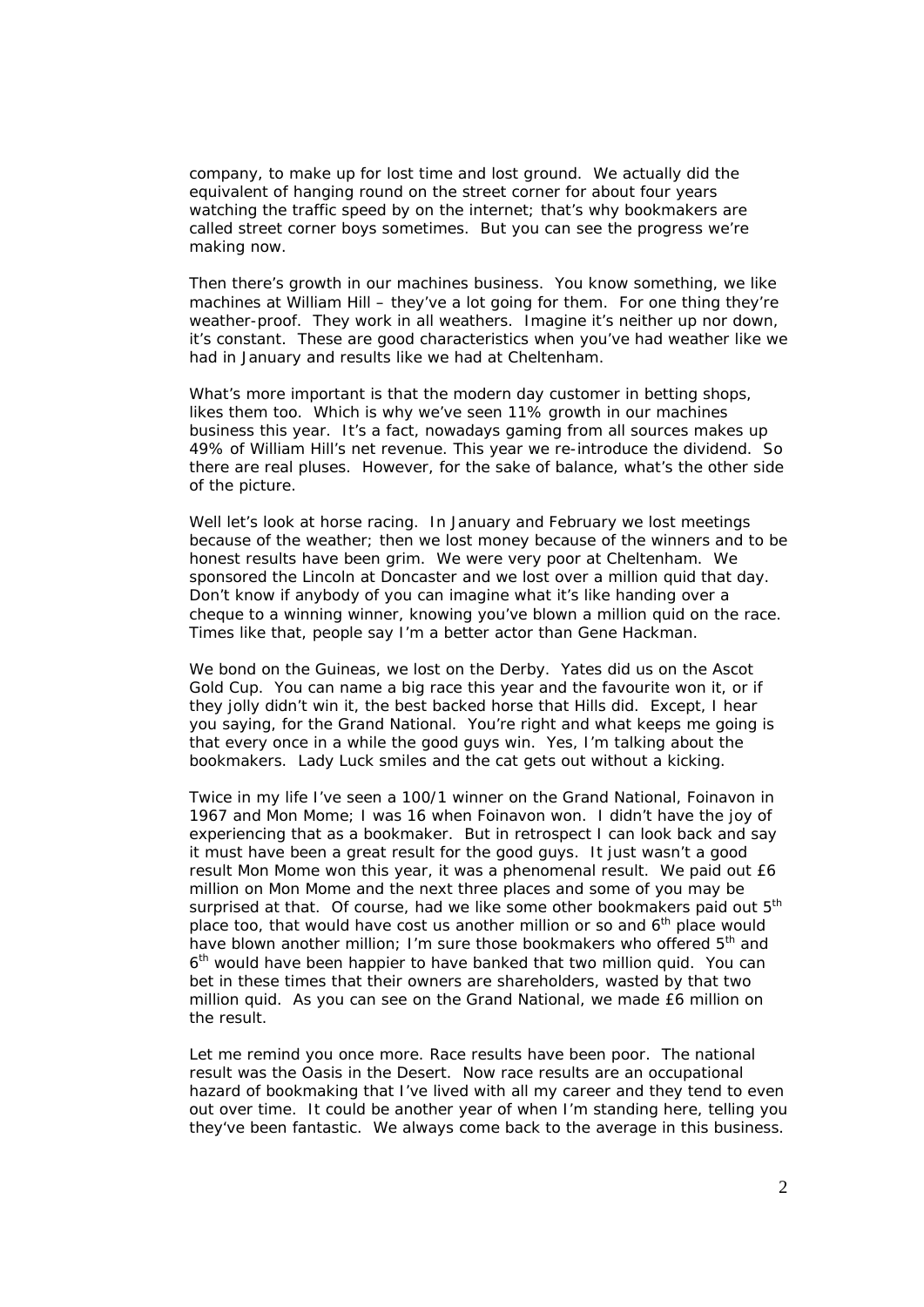company, to make up for lost time and lost ground. We actually did the equivalent of hanging round on the street corner for about four years watching the traffic speed by on the internet; that's why bookmakers are called street corner boys sometimes. But you can see the progress we're making now.

Then there's growth in our machines business. You know something, we like machines at William Hill – they've a lot going for them. For one thing they're weather-proof. They work in all weathers. Imagine it's neither up nor down, it's constant. These are good characteristics when you've had weather like we had in January and results like we had at Cheltenham.

What's more important is that the modern day customer in betting shops, likes them too. Which is why we've seen 11% growth in our machines business this year. It's a fact, nowadays gaming from all sources makes up 49% of William Hill's net revenue. This year we re-introduce the dividend. So there are real pluses. However, for the sake of balance, what's the other side of the picture.

Well let's look at horse racing. In January and February we lost meetings because of the weather; then we lost money because of the winners and to be honest results have been grim. We were very poor at Cheltenham. We sponsored the Lincoln at Doncaster and we lost over a million quid that day. Don't know if anybody of you can imagine what it's like handing over a cheque to a winning winner, knowing you've blown a million quid on the race. Times like that, people say I'm a better actor than Gene Hackman.

We bond on the Guineas, we lost on the Derby. Yates did us on the Ascot Gold Cup. You can name a big race this year and the favourite won it, or if they jolly didn't win it, the best backed horse that Hills did. Except, I hear you saying, for the Grand National. You're right and what keeps me going is that every once in a while the good guys win. Yes, I'm talking about the bookmakers. Lady Luck smiles and the cat gets out without a kicking.

Twice in my life I've seen a 100/1 winner on the Grand National, Foinavon in 1967 and Mon Mome; I was 16 when Foinavon won. I didn't have the joy of experiencing that as a bookmaker. But in retrospect I can look back and say it must have been a great result for the good guys. It just wasn't a good result Mon Mome won this year, it was a phenomenal result. We paid out £6 million on Mon Mome and the next three places and some of you may be surprised at that. Of course, had we like some other bookmakers paid out 5th place too, that would have cost us another million or so and 6th place would have blown another million; I'm sure those bookmakers who offered 5th and 6th would have been happier to have banked that two million quid. You can bet in these times that their owners are shareholders, wasted by that two million quid. As you can see on the Grand National, we made £6 million on the result.

Let me remind you once more. Race results have been poor. The national result was the Oasis in the Desert. Now race results are an occupational hazard of bookmaking that I've lived with all my career and they tend to even out over time. It could be another year of when I'm standing here, telling you they've been fantastic. We always come back to the average in this business.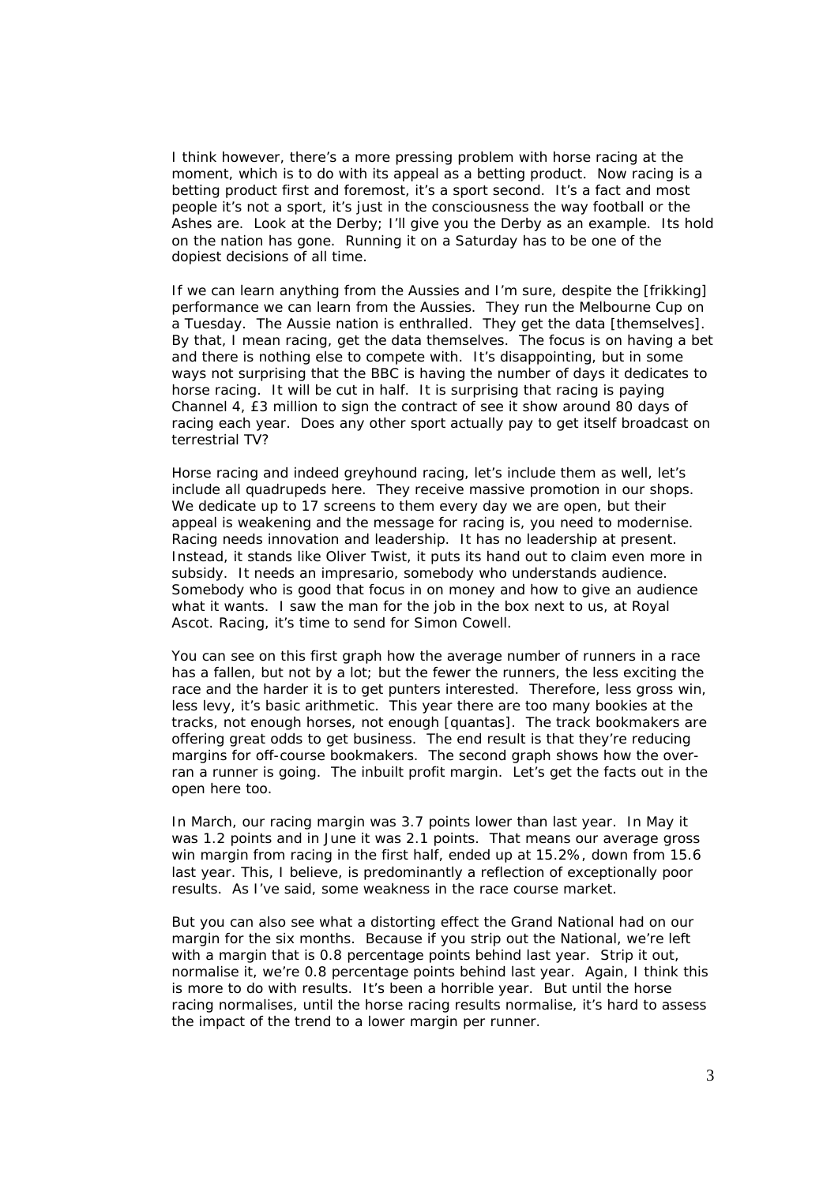I think however, there's a more pressing problem with horse racing at the moment, which is to do with its appeal as a betting product. Now racing is a betting product first and foremost, it's a sport second. It's a fact and most people it's not a sport, it's just in the consciousness the way football or the Ashes are. Look at the Derby; I'll give you the Derby as an example. Its hold on the nation has gone. Running it on a Saturday has to be one of the dopiest decisions of all time.

If we can learn anything from the Aussies and I'm sure, despite the [frikking] performance we can learn from the Aussies. They run the Melbourne Cup on a Tuesday. The Aussie nation is enthralled. They get the data [themselves]. By that, I mean racing, get the data themselves. The focus is on having a bet and there is nothing else to compete with. It's disappointing, but in some ways not surprising that the BBC is having the number of days it dedicates to horse racing. It will be cut in half. It is surprising that racing is paying Channel 4, £3 million to sign the contract of see it show around 80 days of racing each year. Does any other sport actually pay to get itself broadcast on terrestrial TV?

Horse racing and indeed greyhound racing, let's include them as well, let's include all quadrupeds here. They receive massive promotion in our shops. We dedicate up to 17 screens to them every day we are open, but their appeal is weakening and the message for racing is, you need to modernise. Racing needs innovation and leadership. It has no leadership at present. Instead, it stands like Oliver Twist, it puts its hand out to claim even more in subsidy. It needs an impresario, somebody who understands audience. Somebody who is good that focus in on money and how to give an audience what it wants. I saw the man for the job in the box next to us, at Royal Ascot. Racing, it's time to send for Simon Cowell.

You can see on this first graph how the average number of runners in a race has a fallen, but not by a lot; but the fewer the runners, the less exciting the race and the harder it is to get punters interested. Therefore, less gross win, less levy, it's basic arithmetic. This year there are too many bookies at the tracks, not enough horses, not enough [quantas]. The track bookmakers are offering great odds to get business. The end result is that they're reducing margins for off-course bookmakers. The second graph shows how the over-ran a runner is going. The inbuilt profit margin. Let's get the facts out in the open here too.

In March, our racing margin was 3.7 points lower than last year. In May it was 1.2 points and in June it was 2.1 points. That means our average gross win margin from racing in the first half, ended up at 15.2%, down from 15.6 last year. This, I believe, is predominantly a reflection of exceptionally poor results. As I've said, some weakness in the race course market.

But you can also see what a distorting effect the Grand National had on our margin for the six months. Because if you strip out the National, we're left with a margin that is 0.8 percentage points behind last year. Strip it out, normalise it, we're 0.8 percentage points behind last year. Again, I think this is more to do with results. It's been a horrible year. But until the horse racing normalises, until the horse racing results normalise, it's hard to assess the impact of the trend to a lower margin per runner.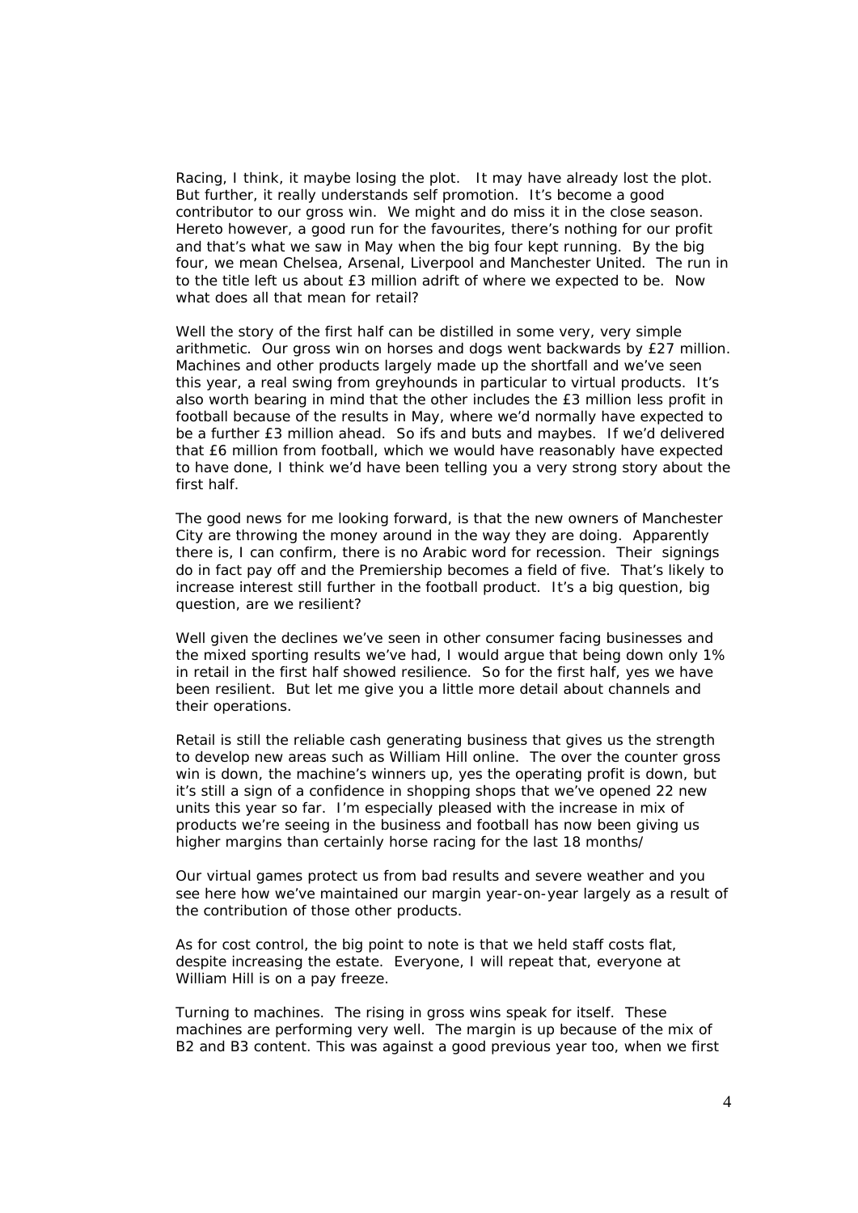Racing, I think, it maybe losing the plot. It may have already lost the plot. But further, it really understands self promotion. It's become a good contributor to our gross win. We might and do miss it in the close season. Hereto however, a good run for the favourites, there's nothing for our profit and that's what we saw in May when the big four kept running. By the big four, we mean Chelsea, Arsenal, Liverpool and Manchester United. The run in to the title left us about £3 million adrift of where we expected to be. Now what does all that mean for retail?

Well the story of the first half can be distilled in some very, very simple arithmetic. Our gross win on horses and dogs went backwards by £27 million. Machines and other products largely made up the shortfall and we've seen this year, a real swing from greyhounds in particular to virtual products. It's also worth bearing in mind that the other includes the £3 million less profit in football because of the results in May, where we'd normally have expected to be a further £3 million ahead. So ifs and buts and maybes. If we'd delivered that £6 million from football, which we would have reasonably have expected to have done, I think we'd have been telling you a very strong story about the first half.

The good news for me looking forward, is that the new owners of Manchester City are throwing the money around in the way they are doing. Apparently there is, I can confirm, there is no Arabic word for recession. Their signings do in fact pay off and the Premiership becomes a field of five. That's likely to increase interest still further in the football product. It's a big question, big question, are we resilient?

Well given the declines we've seen in other consumer facing businesses and the mixed sporting results we've had, I would argue that being down only 1% in retail in the first half showed resilience. So for the first half, yes we have been resilient. But let me give you a little more detail about channels and their operations.

Retail is still the reliable cash generating business that gives us the strength to develop new areas such as William Hill online. The over the counter gross win is down, the machine's winners up, yes the operating profit is down, but it's still a sign of a confidence in shopping shops that we've opened 22 new units this year so far. I'm especially pleased with the increase in mix of products we're seeing in the business and football has now been giving us higher margins than certainly horse racing for the last 18 months/

Our virtual games protect us from bad results and severe weather and you see here how we've maintained our margin year-on-year largely as a result of the contribution of those other products.

As for cost control, the big point to note is that we held staff costs flat, despite increasing the estate. Everyone, I will repeat that, everyone at William Hill is on a pay freeze.

Turning to machines. The rising in gross wins speak for itself. These machines are performing very well. The margin is up because of the mix of B2 and B3 content. This was against a good previous year too, when we first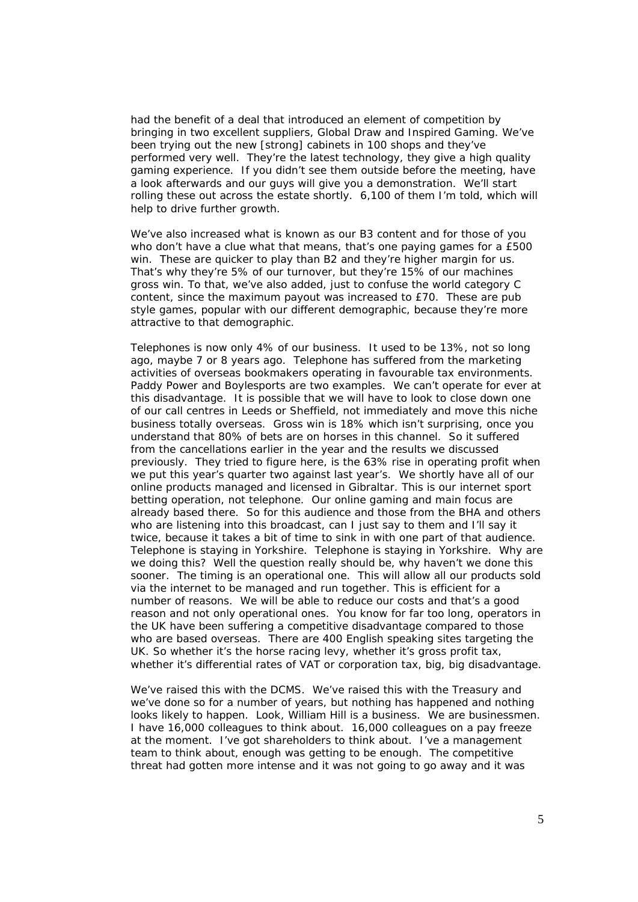had the benefit of a deal that introduced an element of competition by bringing in two excellent suppliers, Global Draw and Inspired Gaming. We've been trying out the new [strong] cabinets in 100 shops and they've performed very well. They're the latest technology, they give a high quality gaming experience. If you didn't see them outside before the meeting, have a look afterwards and our guys will give you a demonstration. We'll start rolling these out across the estate shortly. 6,100 of them I'm told, which will help to drive further growth.

We've also increased what is known as our B3 content and for those of you who don't have a clue what that means, that's one paying games for a £500 win. These are quicker to play than B2 and they're higher margin for us. That's why they're 5% of our turnover, but they're 15% of our machines gross win. To that, we've also added, just to confuse the world category C content, since the maximum payout was increased to £70. These are pub style games, popular with our different demographic, because they're more attractive to that demographic.

Telephones is now only 4% of our business. It used to be 13%, not so long ago, maybe 7 or 8 years ago. Telephone has suffered from the marketing activities of overseas bookmakers operating in favourable tax environments. Paddy Power and Boylesports are two examples. We can't operate for ever at this disadvantage. It is possible that we will have to look to close down one of our call centres in Leeds or Sheffield, not immediately and move this niche business totally overseas. Gross win is 18% which isn't surprising, once you understand that 80% of bets are on horses in this channel. So it suffered from the cancellations earlier in the year and the results we discussed previously. They tried to figure here, is the 63% rise in operating profit when we put this year's quarter two against last year's. We shortly have all of our online products managed and licensed in Gibraltar. This is our internet sport betting operation, not telephone. Our online gaming and main focus are already based there. So for this audience and those from the BHA and others who are listening into this broadcast, can I just say to them and I'll say it twice, because it takes a bit of time to sink in with one part of that audience. Telephone is staying in Yorkshire. Telephone is staying in Yorkshire. Why are we doing this? Well the question really should be, why haven't we done this sooner. The timing is an operational one. This will allow all our products sold via the internet to be managed and run together. This is efficient for a number of reasons. We will be able to reduce our costs and that's a good reason and not only operational ones. You know for far too long, operators in the UK have been suffering a competitive disadvantage compared to those who are based overseas. There are 400 English speaking sites targeting the UK. So whether it's the horse racing levy, whether it's gross profit tax, whether it's differential rates of VAT or corporation tax, big, big disadvantage.

We've raised this with the DCMS. We've raised this with the Treasury and we've done so for a number of years, but nothing has happened and nothing looks likely to happen. Look, William Hill is a business. We are businessmen. I have 16,000 colleagues to think about. 16,000 colleagues on a pay freeze at the moment. I've got shareholders to think about. I've a management team to think about, enough was getting to be enough. The competitive threat had gotten more intense and it was not going to go away and it was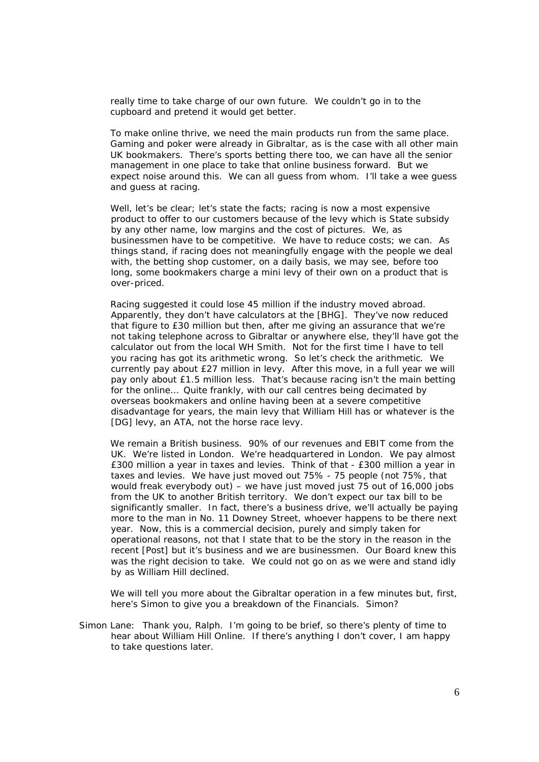really time to take charge of our own future. We couldn't go in to the cupboard and pretend it would get better.

To make online thrive, we need the main products run from the same place. Gaming and poker were already in Gibraltar, as is the case with all other main UK bookmakers. There's sports betting there too, we can have all the senior management in one place to take that online business forward. But we expect noise around this. We can all guess from whom. I'll take a wee guess and guess at racing.

Well, let's be clear; let's state the facts; racing is now a most expensive product to offer to our customers because of the levy which is State subsidy by any other name, low margins and the cost of pictures. We, as businessmen have to be competitive. We have to reduce costs; we can. As things stand, if racing does not meaningfully engage with the people we deal with, the betting shop customer, on a daily basis, we may see, before too long, some bookmakers charge a mini levy of their own on a product that is over-priced.

Racing suggested it could lose 45 million if the industry moved abroad. Apparently, they don't have calculators at the [BHG]. They've now reduced that figure to £30 million but then, after me giving an assurance that we're not taking telephone across to Gibraltar or anywhere else, they'll have got the calculator out from the local WH Smith. Not for the first time I have to tell you racing has got its arithmetic wrong. So let's check the arithmetic. We currently pay about £27 million in levy. After this move, in a full year we will pay only about £1.5 million less. That's because racing isn't the main betting for the online... Quite frankly, with our call centres being decimated by overseas bookmakers and online having been at a severe competitive disadvantage for years, the main levy that William Hill has or whatever is the [DG] levy, an ATA, not the horse race levy.

We remain a British business. 90% of our revenues and EBIT come from the UK. We're listed in London. We're headquartered in London. We pay almost £300 million a year in taxes and levies. Think of that - £300 million a year in taxes and levies. We have just moved out 75% - 75 people (not 75%, that would freak everybody out) – we have just moved just 75 out of 16,000 jobs from the UK to another British territory. We don't expect our tax bill to be significantly smaller. In fact, there's a business drive, we'll actually be paying more to the man in No. 11 Downey Street, whoever happens to be there next year. Now, this is a commercial decision, purely and simply taken for operational reasons, not that I state that to be the story in the reason in the recent [Post] but it's business and we are businessmen. Our Board knew this was the right decision to take. We could not go on as we were and stand idly by as William Hill declined.

We will tell you more about the Gibraltar operation in a few minutes but, first, here's Simon to give you a breakdown of the Financials. Simon?

Simon Lane: Thank you, Ralph. I'm going to be brief, so there's plenty of time to hear about William Hill Online. If there's anything I don't cover, I am happy to take questions later.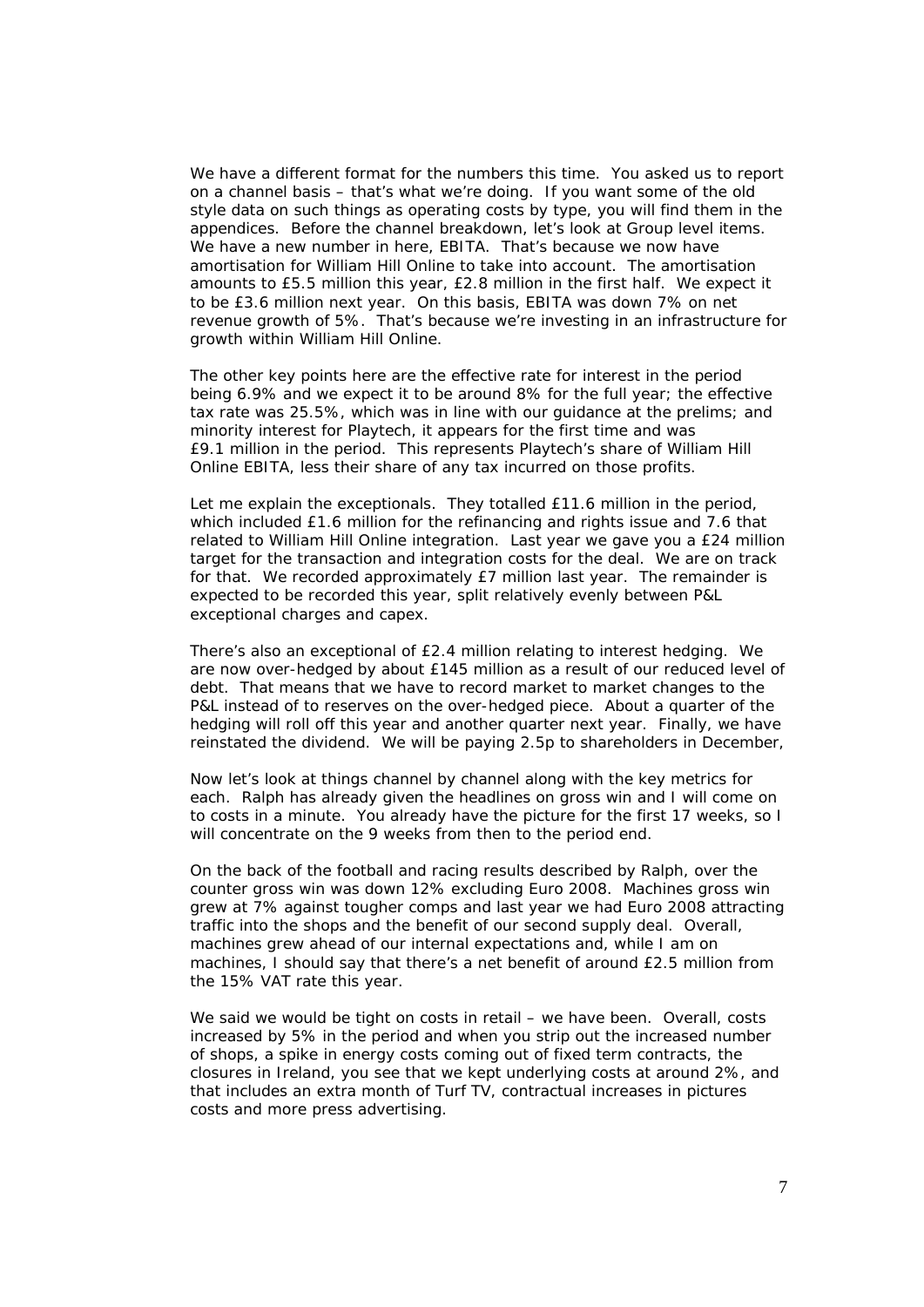We have a different format for the numbers this time. You asked us to report on a channel basis – that's what we're doing. If you want some of the old style data on such things as operating costs by type, you will find them in the appendices. Before the channel breakdown, let's look at Group level items. We have a new number in here, EBITA. That's because we now have amortisation for William Hill Online to take into account. The amortisation amounts to £5.5 million this year, £2.8 million in the first half. We expect it to be £3.6 million next year. On this basis, EBITA was down 7% on net revenue growth of 5%. That's because we're investing in an infrastructure for growth within William Hill Online.

The other key points here are the effective rate for interest in the period being 6.9% and we expect it to be around 8% for the full year; the effective tax rate was 25.5%, which was in line with our guidance at the prelims; and minority interest for Playtech, it appears for the first time and was £9.1 million in the period. This represents Playtech's share of William Hill Online EBITA, less their share of any tax incurred on those profits.

Let me explain the exceptionals. They totalled £11.6 million in the period, which included £1.6 million for the refinancing and rights issue and 7.6 that related to William Hill Online integration. Last year we gave you a £24 million target for the transaction and integration costs for the deal. We are on track for that. We recorded approximately £7 million last year. The remainder is expected to be recorded this year, split relatively evenly between P&L exceptional charges and capex.

There's also an exceptional of £2.4 million relating to interest hedging. We are now over-hedged by about £145 million as a result of our reduced level of debt. That means that we have to record market to market changes to the P&L instead of to reserves on the over-hedged piece. About a quarter of the hedging will roll off this year and another quarter next year. Finally, we have reinstated the dividend. We will be paying 2.5p to shareholders in December,

Now let's look at things channel by channel along with the key metrics for each. Ralph has already given the headlines on gross win and I will come on to costs in a minute. You already have the picture for the first 17 weeks, so I will concentrate on the 9 weeks from then to the period end.

On the back of the football and racing results described by Ralph, over the counter gross win was down 12% excluding Euro 2008. Machines gross win grew at 7% against tougher comps and last year we had Euro 2008 attracting traffic into the shops and the benefit of our second supply deal. Overall, machines grew ahead of our internal expectations and, while I am on machines, I should say that there's a net benefit of around £2.5 million from the 15% VAT rate this year.

We said we would be tight on costs in retail – we have been. Overall, costs increased by 5% in the period and when you strip out the increased number of shops, a spike in energy costs coming out of fixed term contracts, the closures in Ireland, you see that we kept underlying costs at around 2%, and that includes an extra month of Turf TV, contractual increases in pictures costs and more press advertising.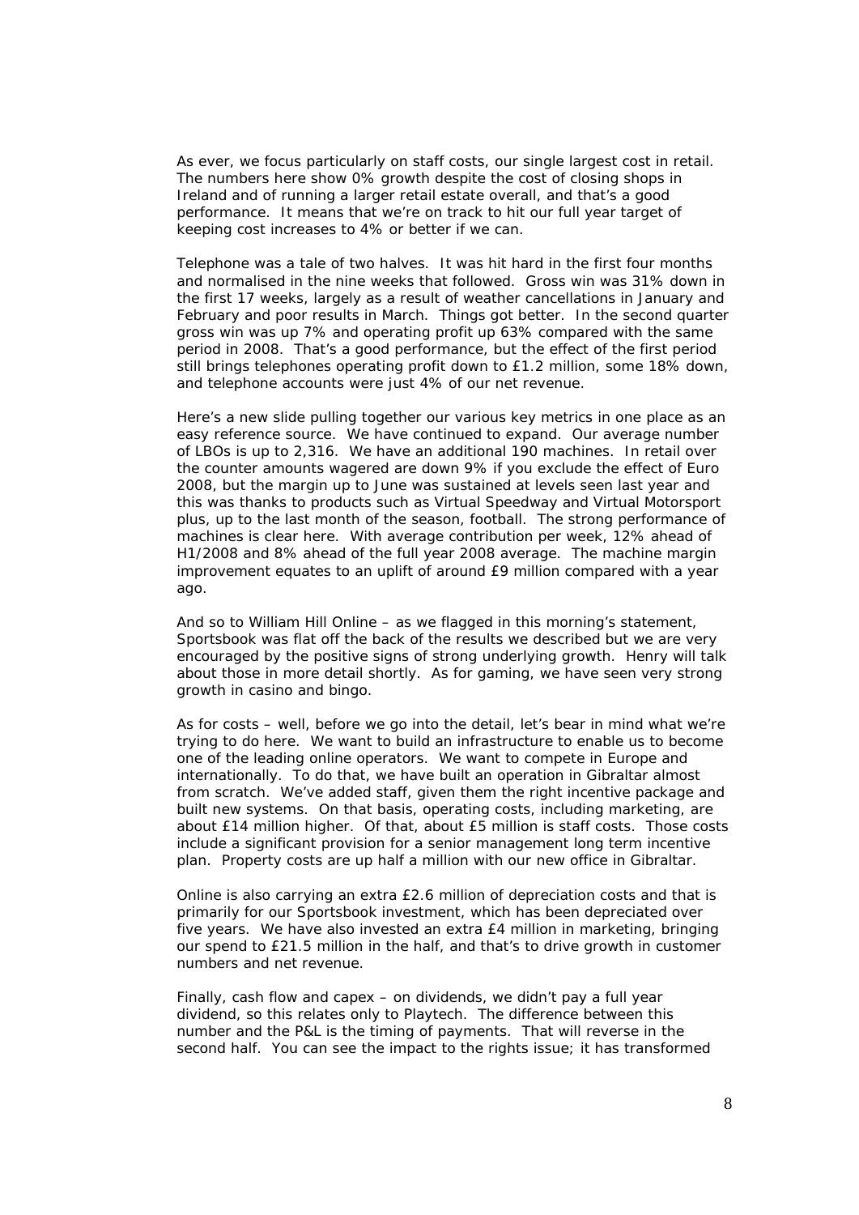As ever, we focus particularly on staff costs, our single largest cost in retail. The numbers here show 0% growth despite the cost of closing shops in Ireland and of running a larger retail estate overall, and that's a good performance. It means that we're on track to hit our full year target of keeping cost increases to 4% or better if we can.

Telephone was a tale of two halves. It was hit hard in the first four months and normalised in the nine weeks that followed. Gross win was 31% down in the first 17 weeks, largely as a result of weather cancellations in January and February and poor results in March. Things got better. In the second quarter gross win was up 7% and operating profit up 63% compared with the same period in 2008. That's a good performance, but the effect of the first period still brings telephones operating profit down to £1.2 million, some 18% down, and telephone accounts were just 4% of our net revenue.

Here's a new slide pulling together our various key metrics in one place as an easy reference source. We have continued to expand. Our average number of LBOs is up to 2,316. We have an additional 190 machines. In retail over the counter amounts wagered are down 9% if you exclude the effect of Euro 2008, but the margin up to June was sustained at levels seen last year and this was thanks to products such as Virtual Speedway and Virtual Motorsport plus, up to the last month of the season, football. The strong performance of machines is clear here. With average contribution per week, 12% ahead of H1/2008 and 8% ahead of the full year 2008 average. The machine margin improvement equates to an uplift of around £9 million compared with a year ago.

And so to William Hill Online – as we flagged in this morning's statement, Sportsbook was flat off the back of the results we described but we are very encouraged by the positive signs of strong underlying growth. Henry will talk about those in more detail shortly. As for gaming, we have seen very strong growth in casino and bingo.

As for costs – well, before we go into the detail, let's bear in mind what we're trying to do here. We want to build an infrastructure to enable us to become one of the leading online operators. We want to compete in Europe and internationally. To do that, we have built an operation in Gibraltar almost from scratch. We've added staff, given them the right incentive package and built new systems. On that basis, operating costs, including marketing, are about £14 million higher. Of that, about £5 million is staff costs. Those costs include a significant provision for a senior management long term incentive plan. Property costs are up half a million with our new office in Gibraltar.

Online is also carrying an extra £2.6 million of depreciation costs and that is primarily for our Sportsbook investment, which has been depreciated over five years. We have also invested an extra £4 million in marketing, bringing our spend to £21.5 million in the half, and that's to drive growth in customer numbers and net revenue.

Finally, cash flow and capex – on dividends, we didn't pay a full year dividend, so this relates only to Playtech. The difference between this number and the P&L is the timing of payments. That will reverse in the second half. You can see the impact to the rights issue; it has transformed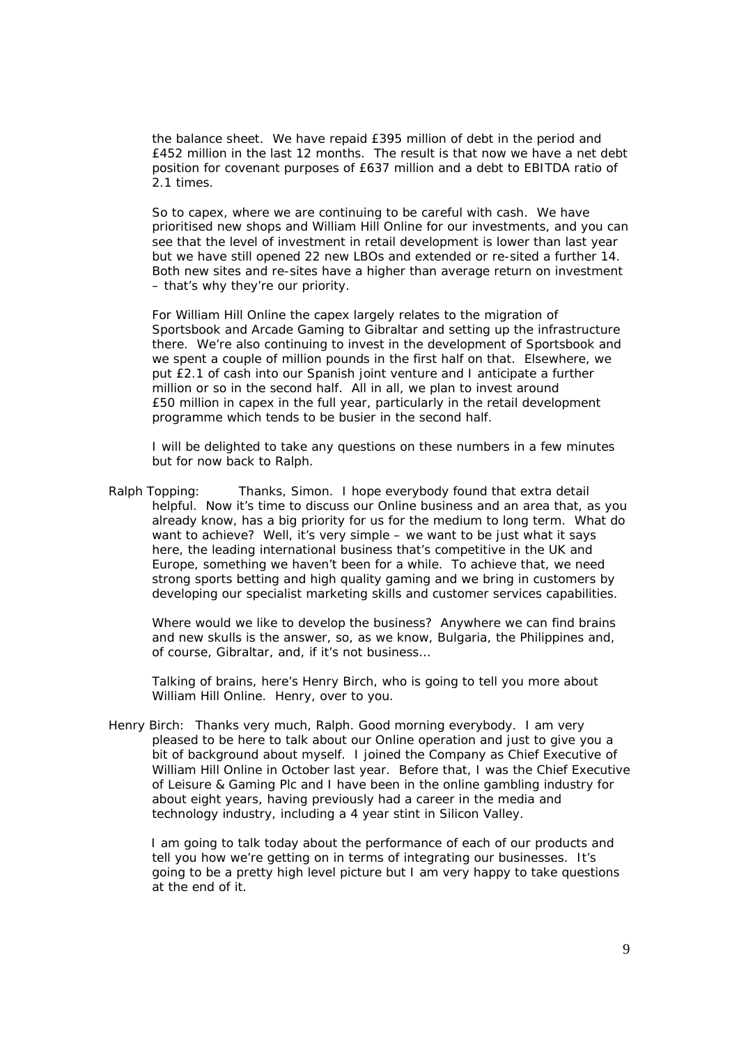the balance sheet. We have repaid £395 million of debt in the period and £452 million in the last 12 months. The result is that now we have a net debt position for covenant purposes of £637 million and a debt to EBITDA ratio of 2.1 times.

So to capex, where we are continuing to be careful with cash. We have prioritised new shops and William Hill Online for our investments, and you can see that the level of investment in retail development is lower than last year but we have still opened 22 new LBOs and extended or re-sited a further 14. Both new sites and re-sites have a higher than average return on investment – that's why they're our priority.

For William Hill Online the capex largely relates to the migration of Sportsbook and Arcade Gaming to Gibraltar and setting up the infrastructure there. We're also continuing to invest in the development of Sportsbook and we spent a couple of million pounds in the first half on that. Elsewhere, we put £2.1 of cash into our Spanish joint venture and I anticipate a further million or so in the second half. All in all, we plan to invest around £50 million in capex in the full year, particularly in the retail development programme which tends to be busier in the second half.

I will be delighted to take any questions on these numbers in a few minutes but for now back to Ralph.

Ralph Topping: Thanks, Simon. I hope everybody found that extra detail helpful. Now it's time to discuss our Online business and an area that, as you already know, has a big priority for us for the medium to long term. What do want to achieve? Well, it's very simple – we want to be just what it says here, the leading international business that's competitive in the UK and Europe, something we haven't been for a while. To achieve that, we need strong sports betting and high quality gaming and we bring in customers by developing our specialist marketing skills and customer services capabilities.

Where would we like to develop the business? Anywhere we can find brains and new skulls is the answer, so, as we know, Bulgaria, the Philippines and, of course, Gibraltar, and, if it's not business…

Talking of brains, here's Henry Birch, who is going to tell you more about William Hill Online. Henry, over to you.

Henry Birch: Thanks very much, Ralph. Good morning everybody. I am very pleased to be here to talk about our Online operation and just to give you a bit of background about myself. I joined the Company as Chief Executive of William Hill Online in October last year. Before that, I was the Chief Executive of Leisure & Gaming Plc and I have been in the online gambling industry for about eight years, having previously had a career in the media and technology industry, including a 4 year stint in Silicon Valley.

I am going to talk today about the performance of each of our products and tell you how we're getting on in terms of integrating our businesses. It's going to be a pretty high level picture but I am very happy to take questions at the end of it.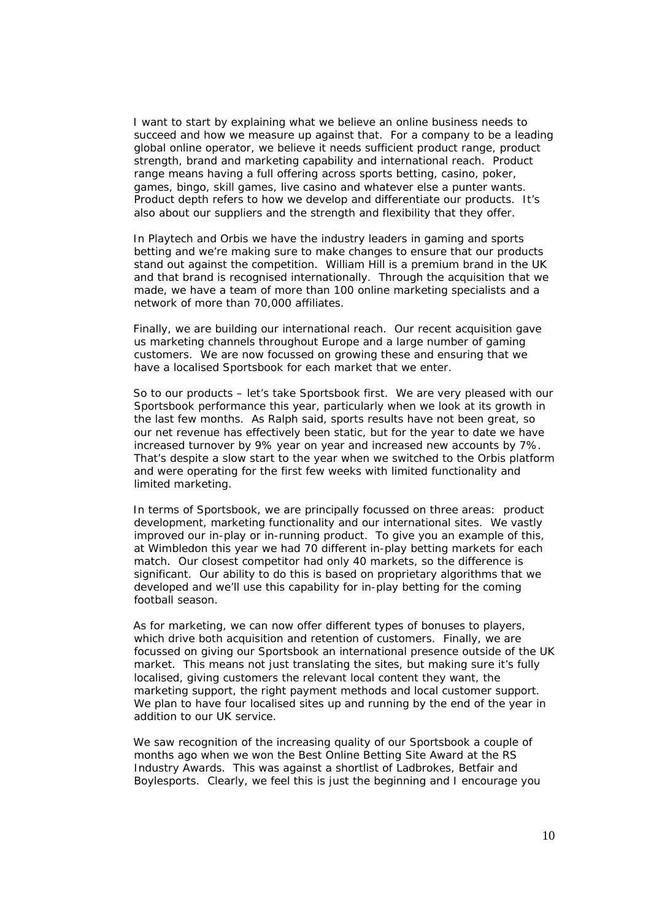I want to start by explaining what we believe an online business needs to succeed and how we measure up against that. For a company to be a leading global online operator, we believe it needs sufficient product range, product strength, brand and marketing capability and international reach. Product range means having a full offering across sports betting, casino, poker, games, bingo, skill games, live casino and whatever else a punter wants. Product depth refers to how we develop and differentiate our products. It's also about our suppliers and the strength and flexibility that they offer.

In Playtech and Orbis we have the industry leaders in gaming and sports betting and we're making sure to make changes to ensure that our products stand out against the competition. William Hill is a premium brand in the UK and that brand is recognised internationally. Through the acquisition that we made, we have a team of more than 100 online marketing specialists and a network of more than 70,000 affiliates.

Finally, we are building our international reach. Our recent acquisition gave us marketing channels throughout Europe and a large number of gaming customers. We are now focussed on growing these and ensuring that we have a localised Sportsbook for each market that we enter.

So to our products – let's take Sportsbook first. We are very pleased with our Sportsbook performance this year, particularly when we look at its growth in the last few months. As Ralph said, sports results have not been great, so our net revenue has effectively been static, but for the year to date we have increased turnover by 9% year on year and increased new accounts by 7%. That's despite a slow start to the year when we switched to the Orbis platform and were operating for the first few weeks with limited functionality and limited marketing.

In terms of Sportsbook, we are principally focussed on three areas: product development, marketing functionality and our international sites. We vastly improved our in-play or in-running product. To give you an example of this, at Wimbledon this year we had 70 different in-play betting markets for each match. Our closest competitor had only 40 markets, so the difference is significant. Our ability to do this is based on proprietary algorithms that we developed and we'll use this capability for in-play betting for the coming football season.

As for marketing, we can now offer different types of bonuses to players, which drive both acquisition and retention of customers. Finally, we are focussed on giving our Sportsbook an international presence outside of the UK market. This means not just translating the sites, but making sure it's fully localised, giving customers the relevant local content they want, the marketing support, the right payment methods and local customer support. We plan to have four localised sites up and running by the end of the year in addition to our UK service.

We saw recognition of the increasing quality of our Sportsbook a couple of months ago when we won the Best Online Betting Site Award at the RS Industry Awards. This was against a shortlist of Ladbrokes, Betfair and Boylesports. Clearly, we feel this is just the beginning and I encourage you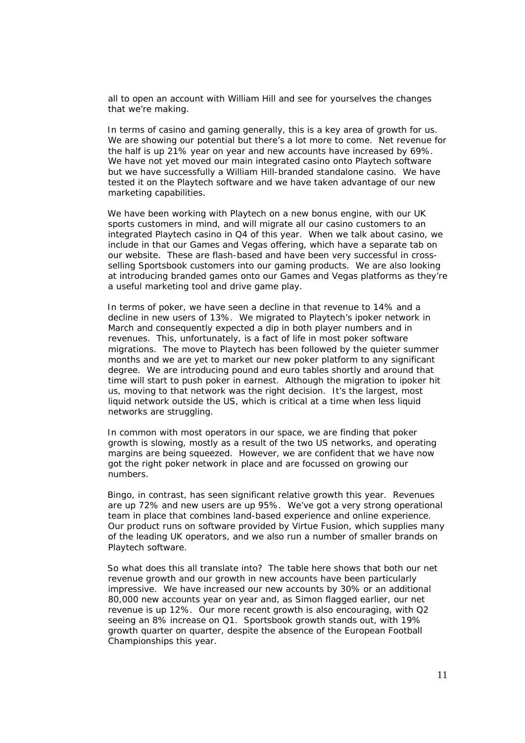all to open an account with William Hill and see for yourselves the changes that we're making.

In terms of casino and gaming generally, this is a key area of growth for us. We are showing our potential but there's a lot more to come. Net revenue for the half is up 21% year on year and new accounts have increased by 69%. We have not yet moved our main integrated casino onto Playtech software but we have successfully a William Hill-branded standalone casino. We have tested it on the Playtech software and we have taken advantage of our new marketing capabilities.

We have been working with Playtech on a new bonus engine, with our UK sports customers in mind, and will migrate all our casino customers to an integrated Playtech casino in Q4 of this year. When we talk about casino, we include in that our Games and Vegas offering, which have a separate tab on our website. These are flash-based and have been very successful in cross-selling Sportsbook customers into our gaming products. We are also looking at introducing branded games onto our Games and Vegas platforms as they're a useful marketing tool and drive game play.

In terms of poker, we have seen a decline in that revenue to 14% and a decline in new users of 13%. We migrated to Playtech's ipoker network in March and consequently expected a dip in both player numbers and in revenues. This, unfortunately, is a fact of life in most poker software migrations. The move to Playtech has been followed by the quieter summer months and we are yet to market our new poker platform to any significant degree. We are introducing pound and euro tables shortly and around that time will start to push poker in earnest. Although the migration to ipoker hit us, moving to that network was the right decision. It's the largest, most liquid network outside the US, which is critical at a time when less liquid networks are struggling.

In common with most operators in our space, we are finding that poker growth is slowing, mostly as a result of the two US networks, and operating margins are being squeezed. However, we are confident that we have now got the right poker network in place and are focussed on growing our numbers.

Bingo, in contrast, has seen significant relative growth this year. Revenues are up 72% and new users are up 95%. We've got a very strong operational team in place that combines land-based experience and online experience. Our product runs on software provided by Virtue Fusion, which supplies many of the leading UK operators, and we also run a number of smaller brands on Playtech software.

So what does this all translate into? The table here shows that both our net revenue growth and our growth in new accounts have been particularly impressive. We have increased our new accounts by 30% or an additional 80,000 new accounts year on year and, as Simon flagged earlier, our net revenue is up 12%. Our more recent growth is also encouraging, with Q2 seeing an 8% increase on Q1. Sportsbook growth stands out, with 19% growth quarter on quarter, despite the absence of the European Football Championships this year.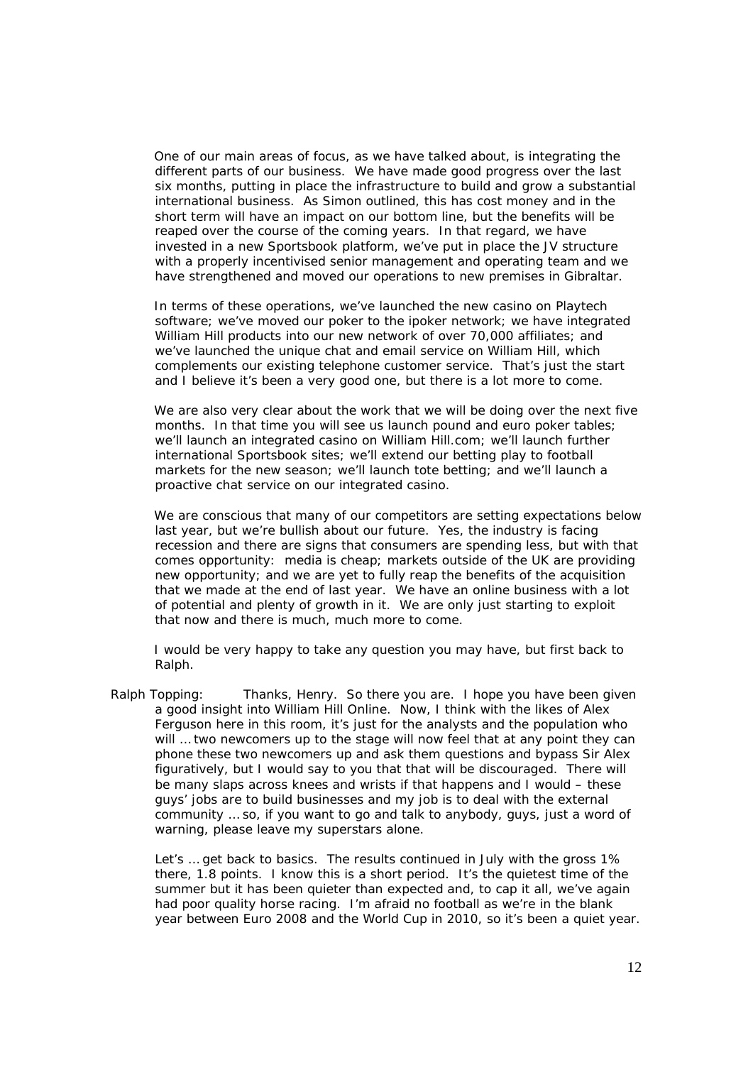One of our main areas of focus, as we have talked about, is integrating the different parts of our business. We have made good progress over the last six months, putting in place the infrastructure to build and grow a substantial international business. As Simon outlined, this has cost money and in the short term will have an impact on our bottom line, but the benefits will be reaped over the course of the coming years. In that regard, we have invested in a new Sportsbook platform, we've put in place the JV structure with a properly incentivised senior management and operating team and we have strengthened and moved our operations to new premises in Gibraltar.

In terms of these operations, we've launched the new casino on Playtech software; we've moved our poker to the ipoker network; we have integrated William Hill products into our new network of over 70,000 affiliates; and we've launched the unique chat and email service on William Hill, which complements our existing telephone customer service. That's just the start and I believe it's been a very good one, but there is a lot more to come.

We are also very clear about the work that we will be doing over the next five months. In that time you will see us launch pound and euro poker tables; we'll launch an integrated casino on William Hill.com; we'll launch further international Sportsbook sites; we'll extend our betting play to football markets for the new season; we'll launch tote betting; and we'll launch a proactive chat service on our integrated casino.

We are conscious that many of our competitors are setting expectations below last year, but we're bullish about our future. Yes, the industry is facing recession and there are signs that consumers are spending less, but with that comes opportunity: media is cheap; markets outside of the UK are providing new opportunity; and we are yet to fully reap the benefits of the acquisition that we made at the end of last year. We have an online business with a lot of potential and plenty of growth in it. We are only just starting to exploit that now and there is much, much more to come.

I would be very happy to take any question you may have, but first back to Ralph.

Ralph Topping: Thanks, Henry. So there you are. I hope you have been given a good insight into William Hill Online. Now, I think with the likes of Alex Ferguson here in this room, it's just for the analysts and the population who will … two newcomers up to the stage will now feel that at any point they can phone these two newcomers up and ask them questions and bypass Sir Alex figuratively, but I would say to you that that will be discouraged. There will be many slaps across knees and wrists if that happens and I would – these guys' jobs are to build businesses and my job is to deal with the external community … so, if you want to go and talk to anybody, guys, just a word of warning, please leave my superstars alone.

Let's … get back to basics. The results continued in July with the gross 1% there, 1.8 points. I know this is a short period. It's the quietest time of the summer but it has been quieter than expected and, to cap it all, we've again had poor quality horse racing. I'm afraid no football as we're in the blank year between Euro 2008 and the World Cup in 2010, so it's been a quiet year.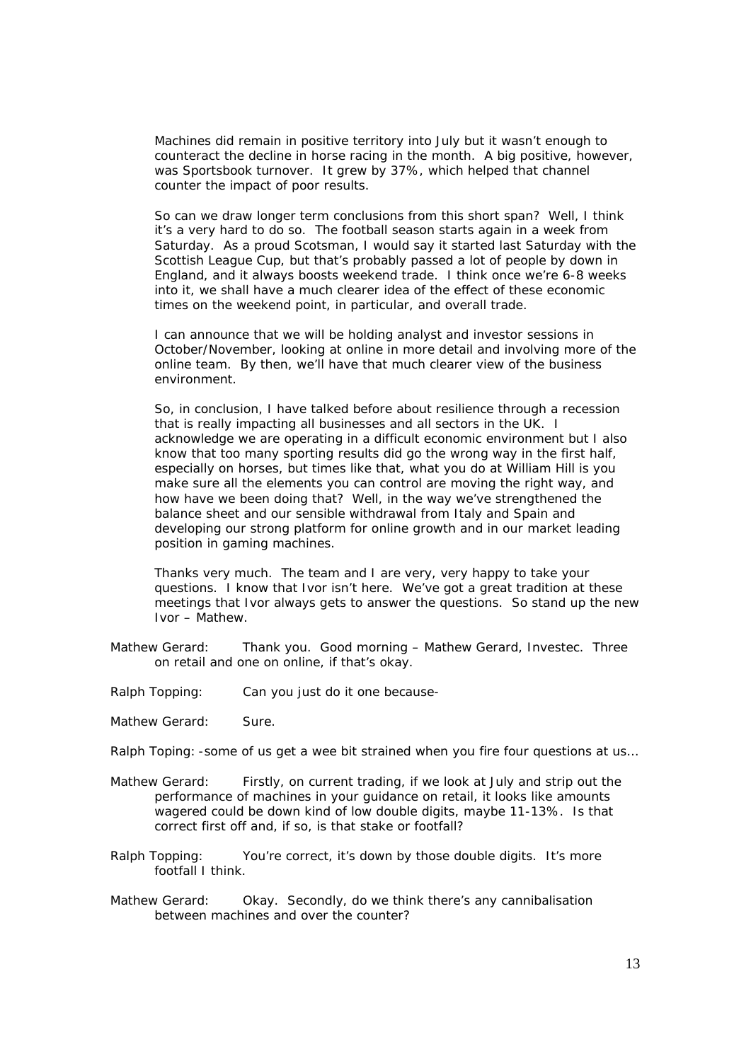Machines did remain in positive territory into July but it wasn't enough to counteract the decline in horse racing in the month. A big positive, however, was Sportsbook turnover. It grew by 37%, which helped that channel counter the impact of poor results.

So can we draw longer term conclusions from this short span? Well, I think it's a very hard to do so. The football season starts again in a week from Saturday. As a proud Scotsman, I would say it started last Saturday with the Scottish League Cup, but that's probably passed a lot of people by down in England, and it always boosts weekend trade. I think once we're 6-8 weeks into it, we shall have a much clearer idea of the effect of these economic times on the weekend point, in particular, and overall trade.

I can announce that we will be holding analyst and investor sessions in October/November, looking at online in more detail and involving more of the online team. By then, we'll have that much clearer view of the business environment.

So, in conclusion, I have talked before about resilience through a recession that is really impacting all businesses and all sectors in the UK. I acknowledge we are operating in a difficult economic environment but I also know that too many sporting results did go the wrong way in the first half, especially on horses, but times like that, what you do at William Hill is you make sure all the elements you can control are moving the right way, and how have we been doing that? Well, in the way we've strengthened the balance sheet and our sensible withdrawal from Italy and Spain and developing our strong platform for online growth and in our market leading position in gaming machines.

Thanks very much. The team and I are very, very happy to take your questions. I know that Ivor isn't here. We've got a great tradition at these meetings that Ivor always gets to answer the questions. So stand up the new Ivor – Mathew.

Mathew Gerard: Thank you. Good morning – Mathew Gerard, Investec. Three on retail and one on online, if that's okay.

Ralph Topping: Can you just do it one because-

Mathew Gerard: Sure.

Ralph Toping: -some of us get a wee bit strained when you fire four questions at us…

Mathew Gerard: Firstly, on current trading, if we look at July and strip out the performance of machines in your guidance on retail, it looks like amounts wagered could be down kind of low double digits, maybe 11-13%. Is that correct first off and, if so, is that stake or footfall?

Ralph Topping: You're correct, it's down by those double digits. It's more footfall I think.

Mathew Gerard: Okay. Secondly, do we think there's any cannibalisation between machines and over the counter?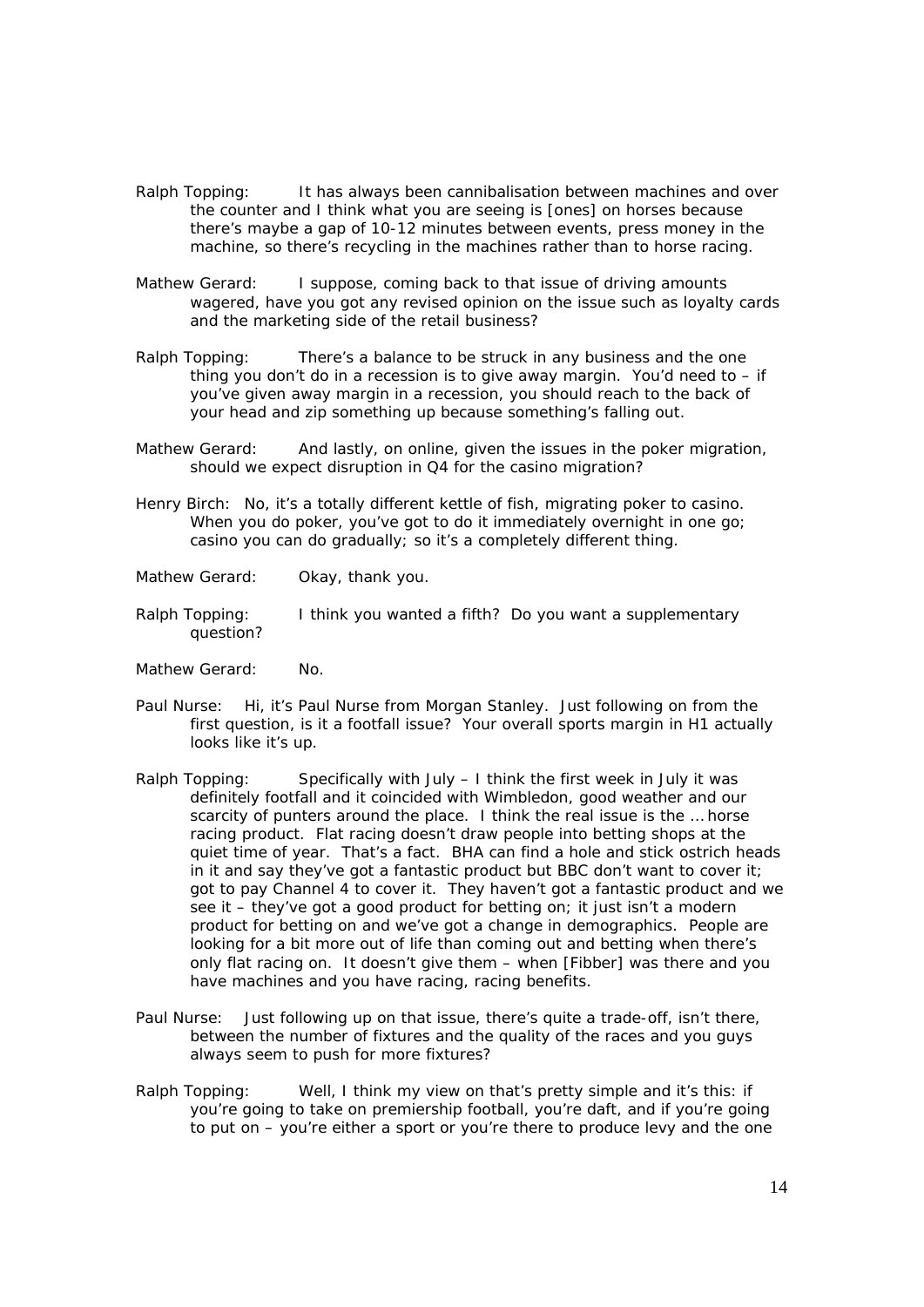Ralph Topping: It has always been cannibalisation between machines and over the counter and I think what you are seeing is [ones] on horses because there's maybe a gap of 10-12 minutes between events, press money in the machine, so there's recycling in the machines rather than to horse racing.

Mathew Gerard: I suppose, coming back to that issue of driving amounts wagered, have you got any revised opinion on the issue such as loyalty cards and the marketing side of the retail business?

Ralph Topping: There's a balance to be struck in any business and the one thing you don't do in a recession is to give away margin. You'd need to – if you've given away margin in a recession, you should reach to the back of your head and zip something up because something's falling out.

Mathew Gerard: And lastly, on online, given the issues in the poker migration, should we expect disruption in Q4 for the casino migration?

Henry Birch: No, it's a totally different kettle of fish, migrating poker to casino. When you do poker, you've got to do it immediately overnight in one go; casino you can do gradually; so it's a completely different thing.

Mathew Gerard: Okay, thank you.

Ralph Topping: I think you wanted a fifth? Do you want a supplementary question?

Mathew Gerard: No.

Paul Nurse: Hi, it's Paul Nurse from Morgan Stanley. Just following on from the first question, is it a footfall issue? Your overall sports margin in H1 actually looks like it's up.

Ralph Topping: Specifically with July – I think the first week in July it was definitely footfall and it coincided with Wimbledon, good weather and our scarcity of punters around the place. I think the real issue is the … horse racing product. Flat racing doesn't draw people into betting shops at the quiet time of year. That's a fact. BHA can find a hole and stick ostrich heads in it and say they've got a fantastic product but BBC don't want to cover it; got to pay Channel 4 to cover it. They haven't got a fantastic product and we see it – they've got a good product for betting on; it just isn't a modern product for betting on and we've got a change in demographics. People are looking for a bit more out of life than coming out and betting when there's only flat racing on. It doesn't give them – when [Fibber] was there and you have machines and you have racing, racing benefits.

Paul Nurse: Just following up on that issue, there's quite a trade-off, isn't there, between the number of fixtures and the quality of the races and you guys always seem to push for more fixtures?

Ralph Topping: Well, I think my view on that's pretty simple and it's this: if you're going to take on premiership football, you're daft, and if you're going to put on – you're either a sport or you're there to produce levy and the one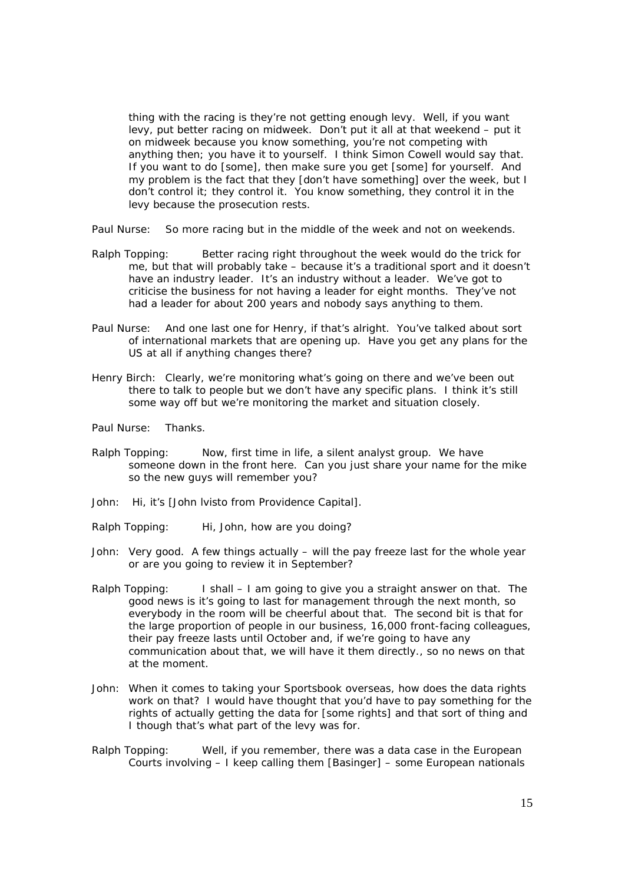thing with the racing is they're not getting enough levy. Well, if you want levy, put better racing on midweek. Don't put it all at that weekend – put it on midweek because you know something, you're not competing with anything then; you have it to yourself. I think Simon Cowell would say that. If you want to do [some], then make sure you get [some] for yourself. And my problem is the fact that they [don't have something] over the week, but I don't control it; they control it. You know something, they control it in the levy because the prosecution rests.

Paul Nurse: So more racing but in the middle of the week and not on weekends.

Ralph Topping: Better racing right throughout the week would do the trick for me, but that will probably take – because it's a traditional sport and it doesn't have an industry leader. It's an industry without a leader. We've got to criticise the business for not having a leader for eight months. They've not had a leader for about 200 years and nobody says anything to them.

Paul Nurse: And one last one for Henry, if that's alright. You've talked about sort of international markets that are opening up. Have you get any plans for the US at all if anything changes there?

Henry Birch: Clearly, we're monitoring what's going on there and we've been out there to talk to people but we don't have any specific plans. I think it's still some way off but we're monitoring the market and situation closely.

Paul Nurse: Thanks.

Ralph Topping: Now, first time in life, a silent analyst group. We have someone down in the front here. Can you just share your name for the mike so the new guys will remember you?

John: Hi, it's [John Ivisto from Providence Capital].

Ralph Topping: Hi, John, how are you doing?

John: Very good. A few things actually – will the pay freeze last for the whole year or are you going to review it in September?

Ralph Topping: I shall – I am going to give you a straight answer on that. The good news is it's going to last for management through the next month, so everybody in the room will be cheerful about that. The second bit is that for the large proportion of people in our business, 16,000 front-facing colleagues, their pay freeze lasts until October and, if we're going to have any communication about that, we will have it them directly., so no news on that at the moment.

John: When it comes to taking your Sportsbook overseas, how does the data rights work on that? I would have thought that you'd have to pay something for the rights of actually getting the data for [some rights] and that sort of thing and I though that's what part of the levy was for.

Ralph Topping: Well, if you remember, there was a data case in the European Courts involving – I keep calling them [Basinger] – some European nationals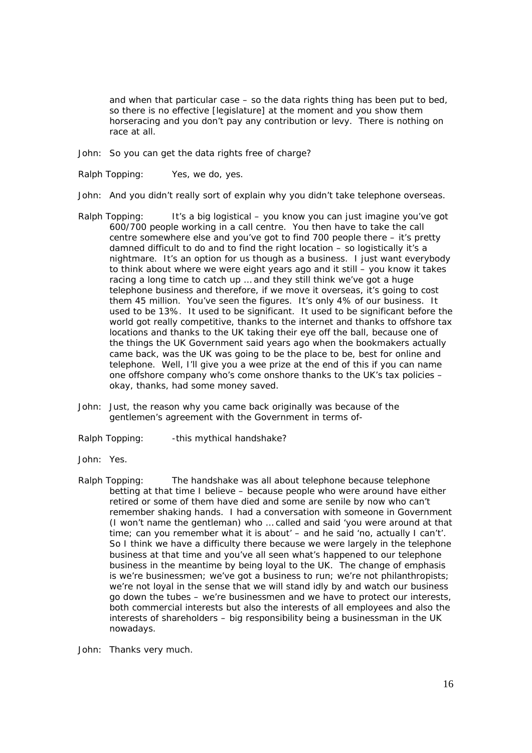and when that particular case – so the data rights thing has been put to bed, so there is no effective [legislature] at the moment and you show them horseracing and you don't pay any contribution or levy. There is nothing on race at all.

John: So you can get the data rights free of charge?

Ralph Topping: Yes, we do, yes.

John: And you didn't really sort of explain why you didn't take telephone overseas.

Ralph Topping: It's a big logistical – you know you can just imagine you've got 600/700 people working in a call centre. You then have to take the call centre somewhere else and you've got to find 700 people there – it's pretty damned difficult to do and to find the right location – so logistically it's a nightmare. It's an option for us though as a business. I just want everybody to think about where we were eight years ago and it still – you know it takes racing a long time to catch up … and they still think we've got a huge telephone business and therefore, if we move it overseas, it's going to cost them 45 million. You've seen the figures. It's only 4% of our business. It used to be 13%. It used to be significant. It used to be significant before the world got really competitive, thanks to the internet and thanks to offshore tax locations and thanks to the UK taking their eye off the ball, because one of the things the UK Government said years ago when the bookmakers actually came back, was the UK was going to be the place to be, best for online and telephone. Well, I'll give you a wee prize at the end of this if you can name one offshore company who's come onshore thanks to the UK's tax policies – okay, thanks, had some money saved.

John: Just, the reason why you came back originally was because of the gentlemen's agreement with the Government in terms of-

Ralph Topping: -this mythical handshake?

John: Yes.

Ralph Topping: The handshake was all about telephone because telephone betting at that time I believe – because people who were around have either retired or some of them have died and some are senile by now who can't remember shaking hands. I had a conversation with someone in Government (I won't name the gentleman) who … called and said 'you were around at that time; can you remember what it is about' – and he said 'no, actually I can't'. So I think we have a difficulty there because we were largely in the telephone business at that time and you've all seen what's happened to our telephone business in the meantime by being loyal to the UK. The change of emphasis is we're businessmen; we've got a business to run; we're not philanthropists; we're not loyal in the sense that we will stand idly by and watch our business go down the tubes – we're businessmen and we have to protect our interests, both commercial interests but also the interests of all employees and also the interests of shareholders – big responsibility being a businessman in the UK nowadays.

John: Thanks very much.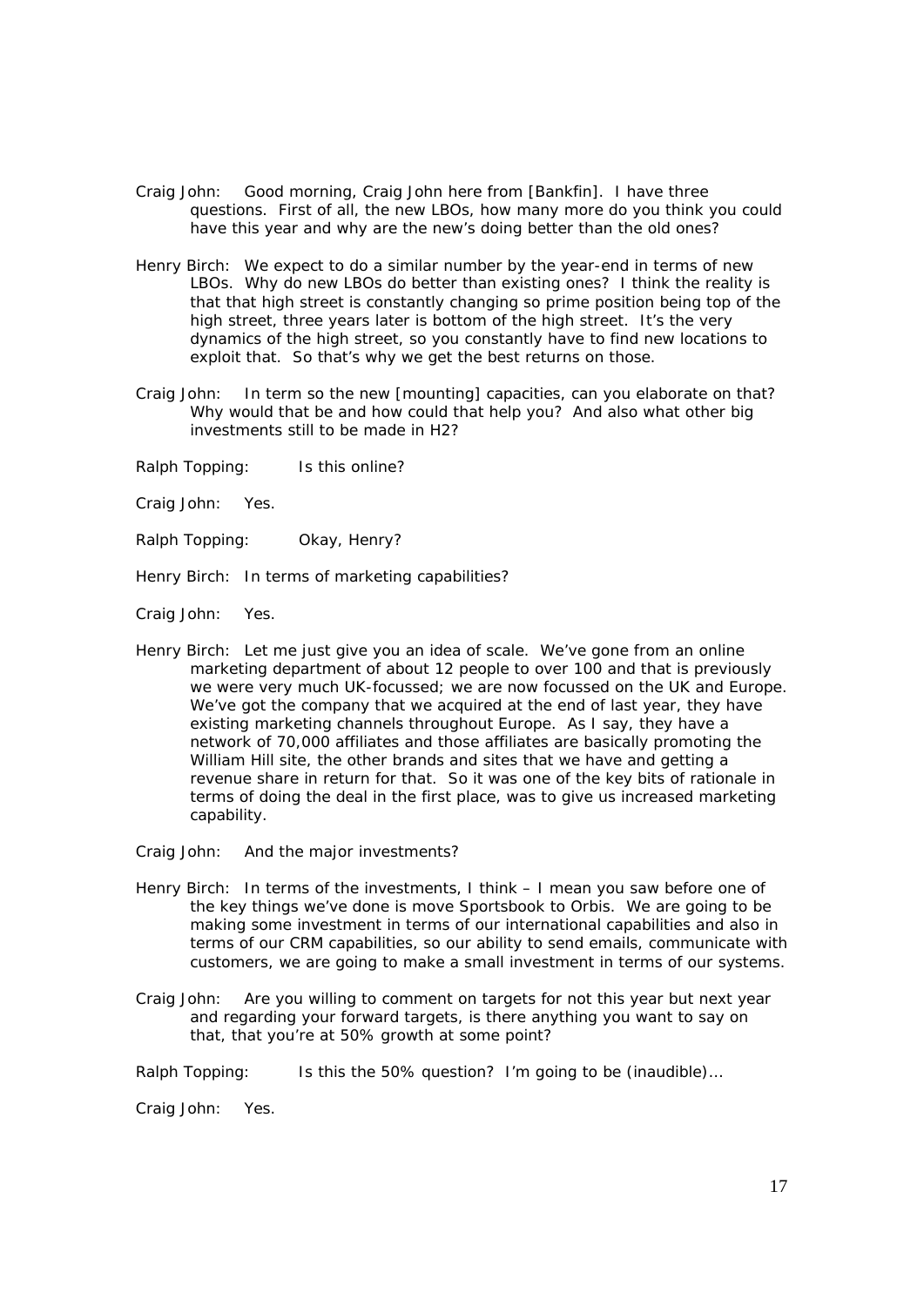Craig John: Good morning, Craig John here from [Bankfin]. I have three questions. First of all, the new LBOs, how many more do you think you could have this year and why are the new's doing better than the old ones?

Henry Birch: We expect to do a similar number by the year-end in terms of new LBOs. Why do new LBOs do better than existing ones? I think the reality is that that high street is constantly changing so prime position being top of the high street, three years later is bottom of the high street. It's the very dynamics of the high street, so you constantly have to find new locations to exploit that. So that's why we get the best returns on those.

Craig John: In term so the new [mounting] capacities, can you elaborate on that? Why would that be and how could that help you? And also what other big investments still to be made in H2?

Ralph Topping: Is this online?

Craig John: Yes.

Ralph Topping: Okay, Henry?

Henry Birch: In terms of marketing capabilities?

Craig John: Yes.

Henry Birch: Let me just give you an idea of scale. We've gone from an online marketing department of about 12 people to over 100 and that is previously we were very much UK-focussed; we are now focussed on the UK and Europe. We've got the company that we acquired at the end of last year, they have existing marketing channels throughout Europe. As I say, they have a network of 70,000 affiliates and those affiliates are basically promoting the William Hill site, the other brands and sites that we have and getting a revenue share in return for that. So it was one of the key bits of rationale in terms of doing the deal in the first place, was to give us increased marketing capability.

Craig John: And the major investments?

Henry Birch: In terms of the investments, I think – I mean you saw before one of the key things we've done is move Sportsbook to Orbis. We are going to be making some investment in terms of our international capabilities and also in terms of our CRM capabilities, so our ability to send emails, communicate with customers, we are going to make a small investment in terms of our systems.

Craig John: Are you willing to comment on targets for not this year but next year and regarding your forward targets, is there anything you want to say on that, that you're at 50% growth at some point?

Ralph Topping: Is this the 50% question? I'm going to be (inaudible)…

Craig John: Yes.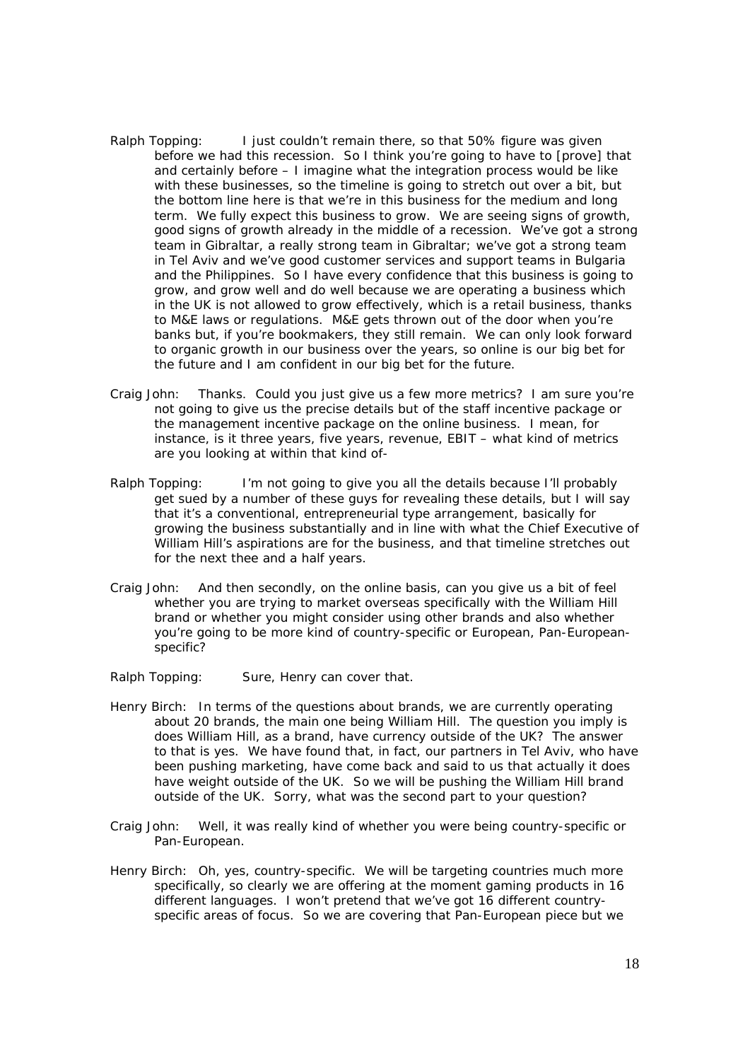Ralph Topping: I just couldn't remain there, so that 50% figure was given before we had this recession. So I think you're going to have to [prove] that and certainly before – I imagine what the integration process would be like with these businesses, so the timeline is going to stretch out over a bit, but the bottom line here is that we're in this business for the medium and long term. We fully expect this business to grow. We are seeing signs of growth, good signs of growth already in the middle of a recession. We've got a strong team in Gibraltar, a really strong team in Gibraltar; we've got a strong team in Tel Aviv and we've good customer services and support teams in Bulgaria and the Philippines. So I have every confidence that this business is going to grow, and grow well and do well because we are operating a business which in the UK is not allowed to grow effectively, which is a retail business, thanks to M&E laws or regulations. M&E gets thrown out of the door when you're banks but, if you're bookmakers, they still remain. We can only look forward to organic growth in our business over the years, so online is our big bet for the future and I am confident in our big bet for the future.

Craig John: Thanks. Could you just give us a few more metrics? I am sure you're not going to give us the precise details but of the staff incentive package or the management incentive package on the online business. I mean, for instance, is it three years, five years, revenue, EBIT – what kind of metrics are you looking at within that kind of-

Ralph Topping: I'm not going to give you all the details because I'll probably get sued by a number of these guys for revealing these details, but I will say that it's a conventional, entrepreneurial type arrangement, basically for growing the business substantially and in line with what the Chief Executive of William Hill's aspirations are for the business, and that timeline stretches out for the next thee and a half years.

Craig John: And then secondly, on the online basis, can you give us a bit of feel whether you are trying to market overseas specifically with the William Hill brand or whether you might consider using other brands and also whether you're going to be more kind of country-specific or European, Pan-European-specific?

Ralph Topping: Sure, Henry can cover that.

Henry Birch: In terms of the questions about brands, we are currently operating about 20 brands, the main one being William Hill. The question you imply is does William Hill, as a brand, have currency outside of the UK? The answer to that is yes. We have found that, in fact, our partners in Tel Aviv, who have been pushing marketing, have come back and said to us that actually it does have weight outside of the UK. So we will be pushing the William Hill brand outside of the UK. Sorry, what was the second part to your question?

Craig John: Well, it was really kind of whether you were being country-specific or Pan-European.

Henry Birch: Oh, yes, country-specific. We will be targeting countries much more specifically, so clearly we are offering at the moment gaming products in 16 different languages. I won't pretend that we've got 16 different country-specific areas of focus. So we are covering that Pan-European piece but we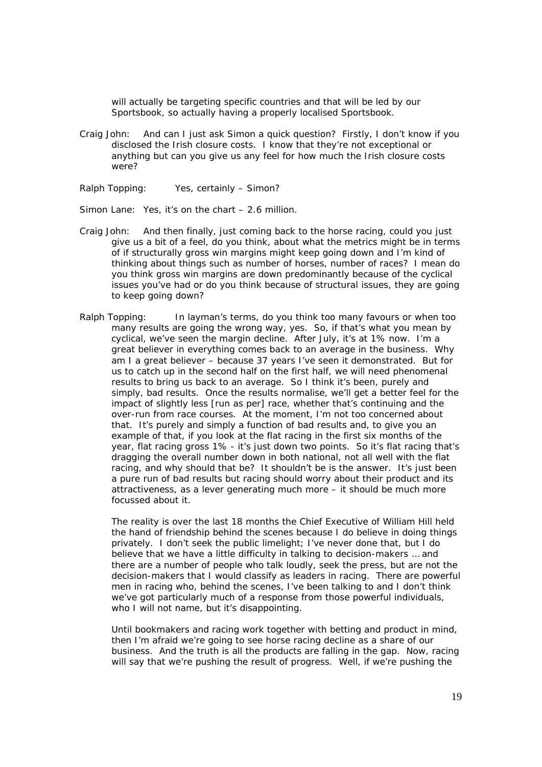will actually be targeting specific countries and that will be led by our Sportsbook, so actually having a properly localised Sportsbook.

Craig John: And can I just ask Simon a quick question? Firstly, I don't know if you disclosed the Irish closure costs. I know that they're not exceptional or anything but can you give us any feel for how much the Irish closure costs were?

Ralph Topping: Yes, certainly – Simon?

Simon Lane: Yes, it's on the chart – 2.6 million.

Craig John: And then finally, just coming back to the horse racing, could you just give us a bit of a feel, do you think, about what the metrics might be in terms of if structurally gross win margins might keep going down and I'm kind of thinking about things such as number of horses, number of races? I mean do you think gross win margins are down predominantly because of the cyclical issues you've had or do you think because of structural issues, they are going to keep going down?

Ralph Topping: In layman's terms, do you think too many favours or when too many results are going the wrong way, yes. So, if that's what you mean by cyclical, we've seen the margin decline. After July, it's at 1% now. I'm a great believer in everything comes back to an average in the business. Why am I a great believer – because 37 years I've seen it demonstrated. But for us to catch up in the second half on the first half, we will need phenomenal results to bring us back to an average. So I think it's been, purely and simply, bad results. Once the results normalise, we'll get a better feel for the impact of slightly less [run as per] race, whether that's continuing and the over-run from race courses. At the moment, I'm not too concerned about that. It's purely and simply a function of bad results and, to give you an example of that, if you look at the flat racing in the first six months of the year, flat racing gross 1% - it's just down two points. So it's flat racing that's dragging the overall number down in both national, not all well with the flat racing, and why should that be? It shouldn't be is the answer. It's just been a pure run of bad results but racing should worry about their product and its attractiveness, as a lever generating much more – it should be much more focussed about it.

The reality is over the last 18 months the Chief Executive of William Hill held the hand of friendship behind the scenes because I do believe in doing things privately. I don't seek the public limelight; I've never done that, but I do believe that we have a little difficulty in talking to decision-makers … and there are a number of people who talk loudly, seek the press, but are not the decision-makers that I would classify as leaders in racing. There are powerful men in racing who, behind the scenes, I've been talking to and I don't think we've got particularly much of a response from those powerful individuals, who I will not name, but it's disappointing.

Until bookmakers and racing work together with betting and product in mind, then I'm afraid we're going to see horse racing decline as a share of our business. And the truth is all the products are falling in the gap. Now, racing will say that we're pushing the result of progress. Well, if we're pushing the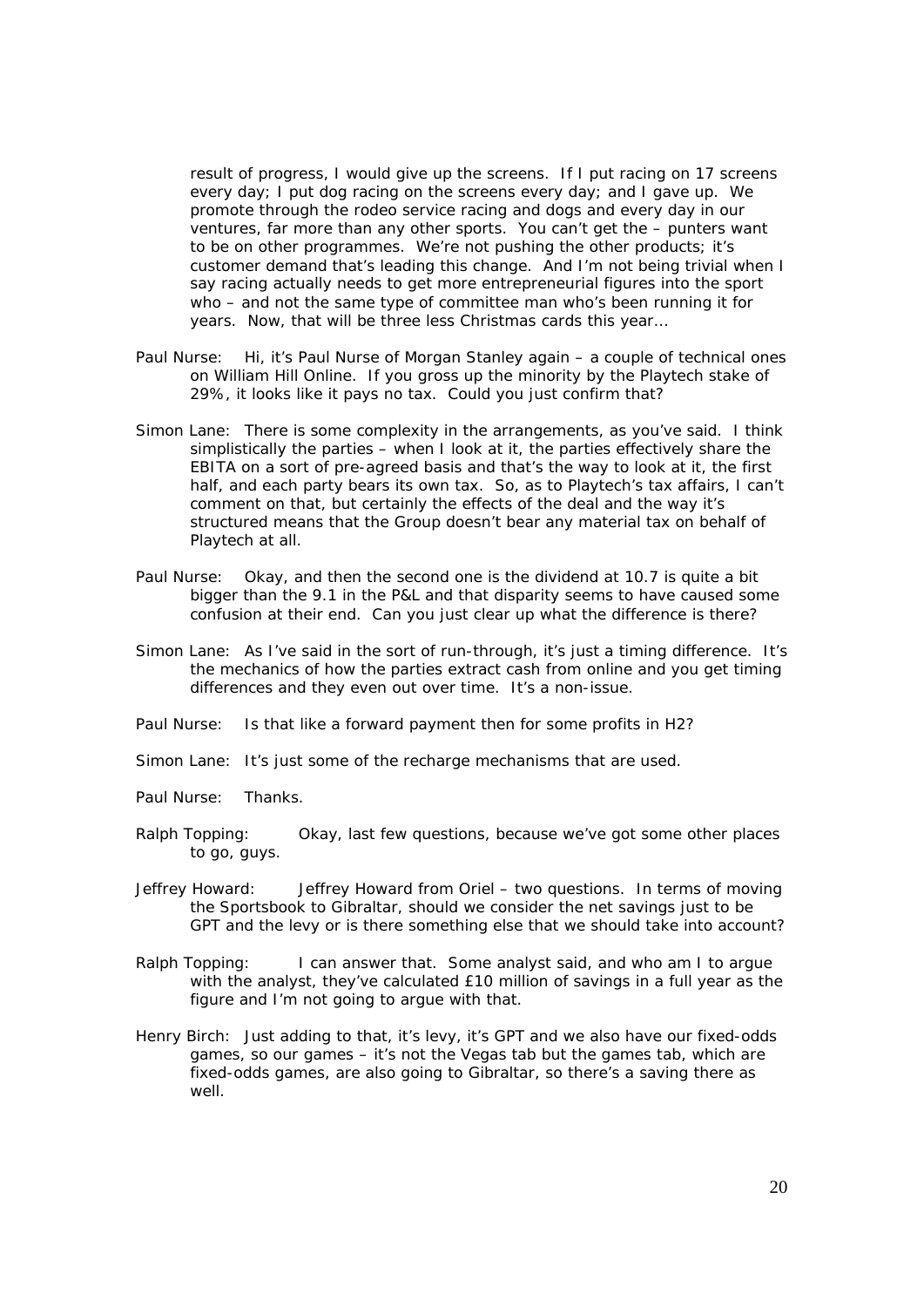result of progress, I would give up the screens. If I put racing on 17 screens every day; I put dog racing on the screens every day; and I gave up. We promote through the rodeo service racing and dogs and every day in our ventures, far more than any other sports. You can't get the – punters want to be on other programmes. We're not pushing the other products; it's customer demand that's leading this change. And I'm not being trivial when I say racing actually needs to get more entrepreneurial figures into the sport who – and not the same type of committee man who's been running it for years. Now, that will be three less Christmas cards this year…

Paul Nurse: Hi, it's Paul Nurse of Morgan Stanley again – a couple of technical ones on William Hill Online. If you gross up the minority by the Playtech stake of 29%, it looks like it pays no tax. Could you just confirm that?

Simon Lane: There is some complexity in the arrangements, as you've said. I think simplistically the parties – when I look at it, the parties effectively share the EBITA on a sort of pre-agreed basis and that's the way to look at it, the first half, and each party bears its own tax. So, as to Playtech's tax affairs, I can't comment on that, but certainly the effects of the deal and the way it's structured means that the Group doesn't bear any material tax on behalf of Playtech at all.

Paul Nurse: Okay, and then the second one is the dividend at 10.7 is quite a bit bigger than the 9.1 in the P&L and that disparity seems to have caused some confusion at their end. Can you just clear up what the difference is there?

Simon Lane: As I've said in the sort of run-through, it's just a timing difference. It's the mechanics of how the parties extract cash from online and you get timing differences and they even out over time. It's a non-issue.

Paul Nurse: Is that like a forward payment then for some profits in H2?

Simon Lane: It's just some of the recharge mechanisms that are used.

Paul Nurse: Thanks.

Ralph Topping: Okay, last few questions, because we've got some other places to go, guys.

Jeffrey Howard: Jeffrey Howard from Oriel – two questions. In terms of moving the Sportsbook to Gibraltar, should we consider the net savings just to be GPT and the levy or is there something else that we should take into account?

Ralph Topping: I can answer that. Some analyst said, and who am I to argue with the analyst, they've calculated £10 million of savings in a full year as the figure and I'm not going to argue with that.

Henry Birch: Just adding to that, it's levy, it's GPT and we also have our fixed-odds games, so our games – it's not the Vegas tab but the games tab, which are fixed-odds games, are also going to Gibraltar, so there's a saving there as well.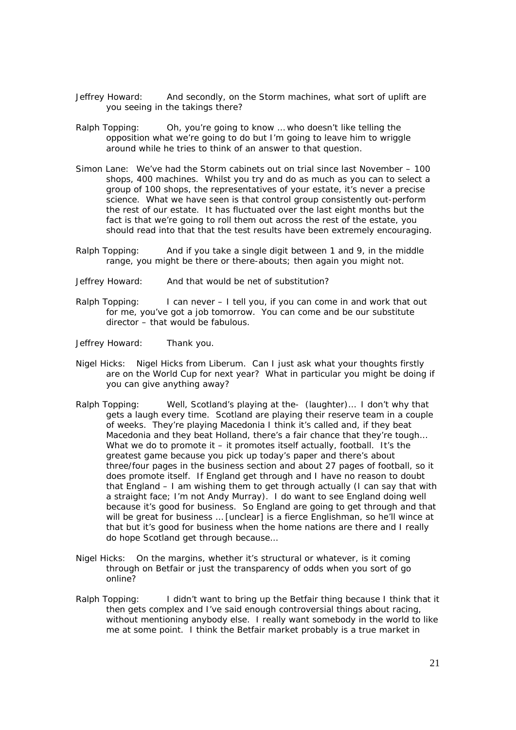Jeffrey Howard: And secondly, on the Storm machines, what sort of uplift are you seeing in the takings there?

Ralph Topping: Oh, you're going to know … who doesn't like telling the opposition what we're going to do but I'm going to leave him to wriggle around while he tries to think of an answer to that question.

Simon Lane: We've had the Storm cabinets out on trial since last November – 100 shops, 400 machines. Whilst you try and do as much as you can to select a group of 100 shops, the representatives of your estate, it's never a precise science. What we have seen is that control group consistently out-perform the rest of our estate. It has fluctuated over the last eight months but the fact is that we're going to roll them out across the rest of the estate, you should read into that that the test results have been extremely encouraging.

Ralph Topping: And if you take a single digit between 1 and 9, in the middle range, you might be there or there-abouts; then again you might not.

Jeffrey Howard: And that would be net of substitution?

Ralph Topping: I can never – I tell you, if you can come in and work that out for me, you've got a job tomorrow. You can come and be our substitute director – that would be fabulous.

Jeffrey Howard: Thank you.

Nigel Hicks: Nigel Hicks from Liberum. Can I just ask what your thoughts firstly are on the World Cup for next year? What in particular you might be doing if you can give anything away?

Ralph Topping: Well, Scotland's playing at the- (laughter)… I don't why that gets a laugh every time. Scotland are playing their reserve team in a couple of weeks. They're playing Macedonia I think it's called and, if they beat Macedonia and they beat Holland, there's a fair chance that they're tough… What we do to promote it – it promotes itself actually, football. It's the greatest game because you pick up today's paper and there's about three/four pages in the business section and about 27 pages of football, so it does promote itself. If England get through and I have no reason to doubt that England – I am wishing them to get through actually (I can say that with a straight face; I'm not Andy Murray). I do want to see England doing well because it's good for business. So England are going to get through and that will be great for business … [unclear] is a fierce Englishman, so he'll wince at that but it's good for business when the home nations are there and I really do hope Scotland get through because…

Nigel Hicks: On the margins, whether it's structural or whatever, is it coming through on Betfair or just the transparency of odds when you sort of go online?

Ralph Topping: I didn't want to bring up the Betfair thing because I think that it then gets complex and I've said enough controversial things about racing, without mentioning anybody else. I really want somebody in the world to like me at some point. I think the Betfair market probably is a true market in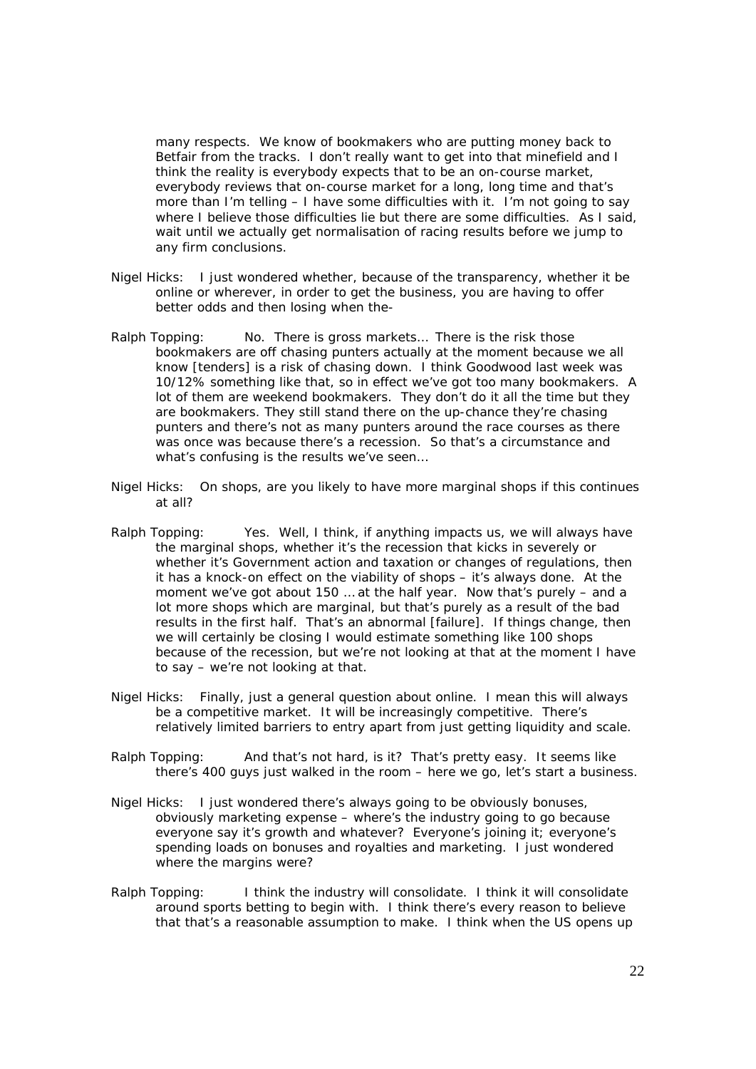many respects. We know of bookmakers who are putting money back to Betfair from the tracks. I don't really want to get into that minefield and I think the reality is everybody expects that to be an on-course market, everybody reviews that on-course market for a long, long time and that's more than I'm telling – I have some difficulties with it. I'm not going to say where I believe those difficulties lie but there are some difficulties. As I said, wait until we actually get normalisation of racing results before we jump to any firm conclusions.

Nigel Hicks: I just wondered whether, because of the transparency, whether it be online or wherever, in order to get the business, you are having to offer better odds and then losing when the-

Ralph Topping: No. There is gross markets… There is the risk those bookmakers are off chasing punters actually at the moment because we all know [tenders] is a risk of chasing down. I think Goodwood last week was 10/12% something like that, so in effect we've got too many bookmakers. A lot of them are weekend bookmakers. They don't do it all the time but they are bookmakers. They still stand there on the up-chance they're chasing punters and there's not as many punters around the race courses as there was once was because there's a recession. So that's a circumstance and what's confusing is the results we've seen…

Nigel Hicks: On shops, are you likely to have more marginal shops if this continues at all?

Ralph Topping: Yes. Well, I think, if anything impacts us, we will always have the marginal shops, whether it's the recession that kicks in severely or whether it's Government action and taxation or changes of regulations, then it has a knock-on effect on the viability of shops – it's always done. At the moment we've got about 150 … at the half year. Now that's purely – and a lot more shops which are marginal, but that's purely as a result of the bad results in the first half. That's an abnormal [failure]. If things change, then we will certainly be closing I would estimate something like 100 shops because of the recession, but we're not looking at that at the moment I have to say – we're not looking at that.

Nigel Hicks: Finally, just a general question about online. I mean this will always be a competitive market. It will be increasingly competitive. There's relatively limited barriers to entry apart from just getting liquidity and scale.

Ralph Topping: And that's not hard, is it? That's pretty easy. It seems like there's 400 guys just walked in the room – here we go, let's start a business.

Nigel Hicks: I just wondered there's always going to be obviously bonuses, obviously marketing expense – where's the industry going to go because everyone say it's growth and whatever? Everyone's joining it; everyone's spending loads on bonuses and royalties and marketing. I just wondered where the margins were?

Ralph Topping: I think the industry will consolidate. I think it will consolidate around sports betting to begin with. I think there's every reason to believe that that's a reasonable assumption to make. I think when the US opens up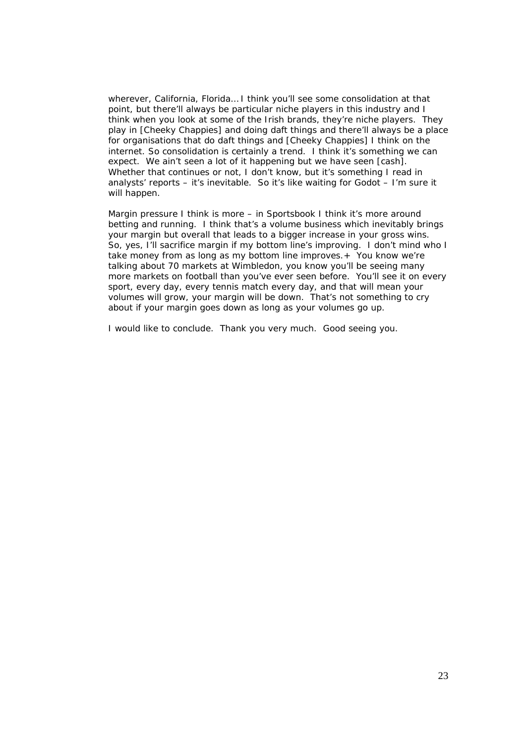wherever, California, Florida... I think you'll see some consolidation at that point, but there'll always be particular niche players in this industry and I think when you look at some of the Irish brands, they're niche players. They play in [Cheeky Chappies] and doing daft things and there'll always be a place for organisations that do daft things and [Cheeky Chappies] I think on the internet. So consolidation is certainly a trend. I think it's something we can expect. We ain't seen a lot of it happening but we have seen [cash]. Whether that continues or not, I don't know, but it's something I read in analysts' reports – it's inevitable. So it's like waiting for Godot – I'm sure it will happen.

Margin pressure I think is more – in Sportsbook I think it's more around betting and running. I think that's a volume business which inevitably brings your margin but overall that leads to a bigger increase in your gross wins. So, yes, I'll sacrifice margin if my bottom line's improving. I don't mind who I take money from as long as my bottom line improves.+ You know we're talking about 70 markets at Wimbledon, you know you'll be seeing many more markets on football than you've ever seen before. You'll see it on every sport, every day, every tennis match every day, and that will mean your volumes will grow, your margin will be down. That's not something to cry about if your margin goes down as long as your volumes go up.

I would like to conclude. Thank you very much. Good seeing you.